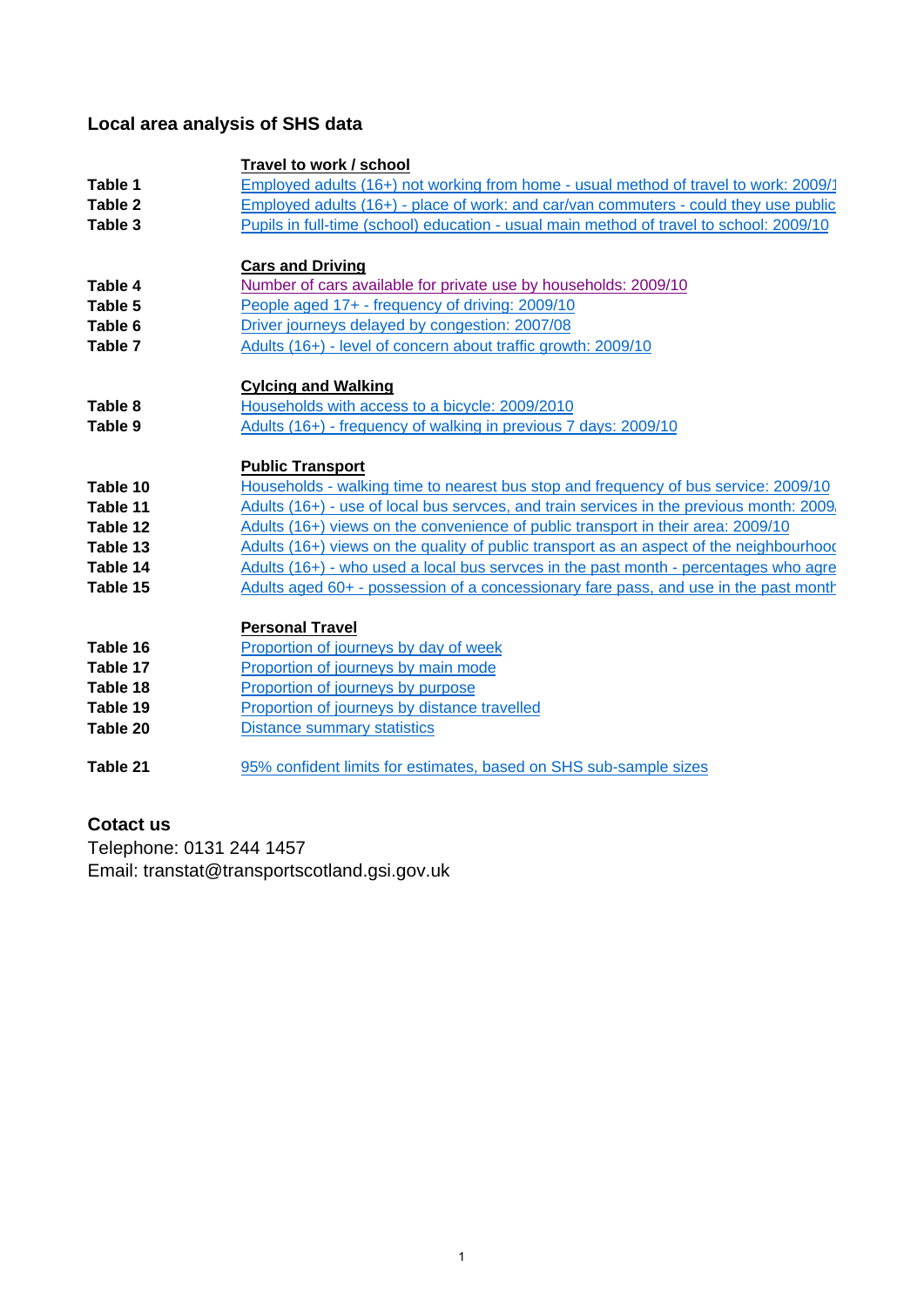# Local area analysis of SHS data

| | |
|---|---|
| | **Travel to work / school** |
| **Table 1** | Employed adults (16+) not working from home - usual method of travel to work: 2009/1 |
| **Table 2** | Employed adults (16+) - place of work: and car/van commuters - could they use public |
| **Table 3** | Pupils in full-time (school) education - usual main method of travel to school: 2009/10 |
| | **Cars and Driving** |
| **Table 4** | Number of cars available for private use by households: 2009/10 |
| **Table 5** | People aged 17+ - frequency of driving: 2009/10 |
| **Table 6** | Driver journeys delayed by congestion: 2007/08 |
| **Table 7** | Adults (16+) - level of concern about traffic growth: 2009/10 |
| | **Cylcing and Walking** |
| **Table 8** | Households with access to a bicycle: 2009/2010 |
| **Table 9** | Adults (16+) - frequency of walking in previous 7 days: 2009/10 |
| | **Public Transport** |
| **Table 10** | Households - walking time to nearest bus stop and frequency of bus service: 2009/10 |
| **Table 11** | Adults (16+) - use of local bus servces, and train services in the previous month: 2009/ |
| **Table 12** | Adults (16+) views on the convenience of public transport in their area: 2009/10 |
| **Table 13** | Adults (16+) views on the quality of public transport as an aspect of the neighbourhooc |
| **Table 14** | Adults (16+) - who used a local bus servces in the past month - percentages who agre |
| **Table 15** | Adults aged 60+ - possession of a concessionary fare pass, and use in the past month |
| | **Personal Travel** |
| **Table 16** | Proportion of journeys by day of week |
| **Table 17** | Proportion of journeys by main mode |
| **Table 18** | Proportion of journeys by purpose |
| **Table 19** | Proportion of journeys by distance travelled |
| **Table 20** | Distance summary statistics |
| **Table 21** | 95% confident limits for estimates, based on SHS sub-sample sizes |

## Cotact us

Telephone: 0131 244 1457

Email: transtat@transportscotland.gsi.gov.uk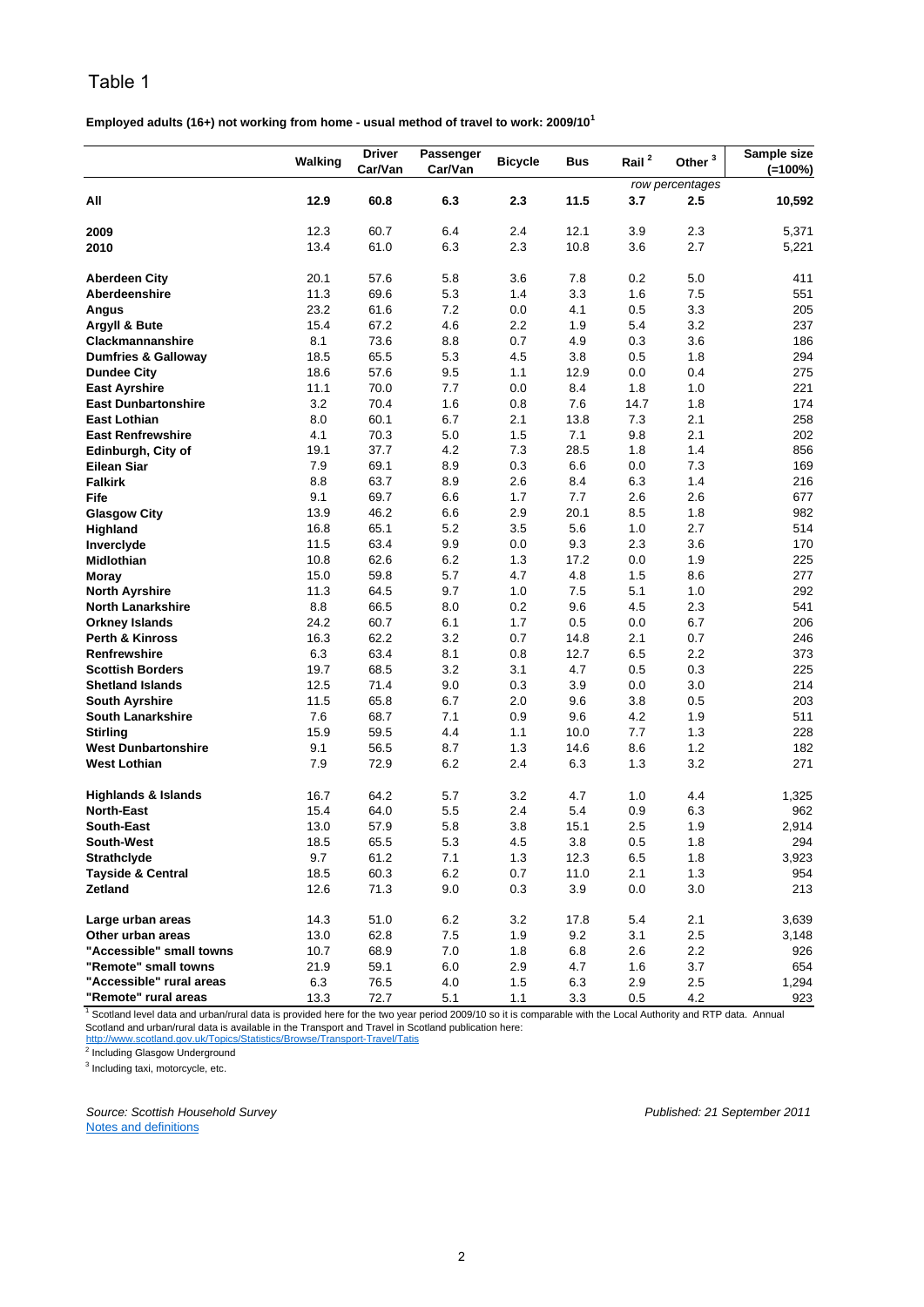# Table 1

**Employed adults (16+) not working from home - usual method of travel to work: 2009/10[1]**

| | Walking | Driver Car/Van | Passenger Car/Van | Bicycle | Bus | Rail [2] | Other [3] | Sample size (=100%) |
|---|---|---|---|---|---|---|---|---|
| | | | | | | | *row percentages* | |
| **All** | **12.9** | **60.8** | **6.3** | **2.3** | **11.5** | **3.7** | **2.5** | **10,592** |
| **2009** | 12.3 | 60.7 | 6.4 | 2.4 | 12.1 | 3.9 | 2.3 | 5,371 |
| **2010** | 13.4 | 61.0 | 6.3 | 2.3 | 10.8 | 3.6 | 2.7 | 5,221 |
| **Aberdeen City** | 20.1 | 57.6 | 5.8 | 3.6 | 7.8 | 0.2 | 5.0 | 411 |
| **Aberdeenshire** | 11.3 | 69.6 | 5.3 | 1.4 | 3.3 | 1.6 | 7.5 | 551 |
| **Angus** | 23.2 | 61.6 | 7.2 | 0.0 | 4.1 | 0.5 | 3.3 | 205 |
| **Argyll & Bute** | 15.4 | 67.2 | 4.6 | 2.2 | 1.9 | 5.4 | 3.2 | 237 |
| **Clackmannanshire** | 8.1 | 73.6 | 8.8 | 0.7 | 4.9 | 0.3 | 3.6 | 186 |
| **Dumfries & Galloway** | 18.5 | 65.5 | 5.3 | 4.5 | 3.8 | 0.5 | 1.8 | 294 |
| **Dundee City** | 18.6 | 57.6 | 9.5 | 1.1 | 12.9 | 0.0 | 0.4 | 275 |
| **East Ayrshire** | 11.1 | 70.0 | 7.7 | 0.0 | 8.4 | 1.8 | 1.0 | 221 |
| **East Dunbartonshire** | 3.2 | 70.4 | 1.6 | 0.8 | 7.6 | 14.7 | 1.8 | 174 |
| **East Lothian** | 8.0 | 60.1 | 6.7 | 2.1 | 13.8 | 7.3 | 2.1 | 258 |
| **East Renfrewshire** | 4.1 | 70.3 | 5.0 | 1.5 | 7.1 | 9.8 | 2.1 | 202 |
| **Edinburgh, City of** | 19.1 | 37.7 | 4.2 | 7.3 | 28.5 | 1.8 | 1.4 | 856 |
| **Eilean Siar** | 7.9 | 69.1 | 8.9 | 0.3 | 6.6 | 0.0 | 7.3 | 169 |
| **Falkirk** | 8.8 | 63.7 | 8.9 | 2.6 | 8.4 | 6.3 | 1.4 | 216 |
| **Fife** | 9.1 | 69.7 | 6.6 | 1.7 | 7.7 | 2.6 | 2.6 | 677 |
| **Glasgow City** | 13.9 | 46.2 | 6.6 | 2.9 | 20.1 | 8.5 | 1.8 | 982 |
| **Highland** | 16.8 | 65.1 | 5.2 | 3.5 | 5.6 | 1.0 | 2.7 | 514 |
| **Inverclyde** | 11.5 | 63.4 | 9.9 | 0.0 | 9.3 | 2.3 | 3.6 | 170 |
| **Midlothian** | 10.8 | 62.6 | 6.2 | 1.3 | 17.2 | 0.0 | 1.9 | 225 |
| **Moray** | 15.0 | 59.8 | 5.7 | 4.7 | 4.8 | 1.5 | 8.6 | 277 |
| **North Ayrshire** | 11.3 | 64.5 | 9.7 | 1.0 | 7.5 | 5.1 | 1.0 | 292 |
| **North Lanarkshire** | 8.8 | 66.5 | 8.0 | 0.2 | 9.6 | 4.5 | 2.3 | 541 |
| **Orkney Islands** | 24.2 | 60.7 | 6.1 | 1.7 | 0.5 | 0.0 | 6.7 | 206 |
| **Perth & Kinross** | 16.3 | 62.2 | 3.2 | 0.7 | 14.8 | 2.1 | 0.7 | 246 |
| **Renfrewshire** | 6.3 | 63.4 | 8.1 | 0.8 | 12.7 | 6.5 | 2.2 | 373 |
| **Scottish Borders** | 19.7 | 68.5 | 3.2 | 3.1 | 4.7 | 0.5 | 0.3 | 225 |
| **Shetland Islands** | 12.5 | 71.4 | 9.0 | 0.3 | 3.9 | 0.0 | 3.0 | 214 |
| **South Ayrshire** | 11.5 | 65.8 | 6.7 | 2.0 | 9.6 | 3.8 | 0.5 | 203 |
| **South Lanarkshire** | 7.6 | 68.7 | 7.1 | 0.9 | 9.6 | 4.2 | 1.9 | 511 |
| **Stirling** | 15.9 | 59.5 | 4.4 | 1.1 | 10.0 | 7.7 | 1.3 | 228 |
| **West Dunbartonshire** | 9.1 | 56.5 | 8.7 | 1.3 | 14.6 | 8.6 | 1.2 | 182 |
| **West Lothian** | 7.9 | 72.9 | 6.2 | 2.4 | 6.3 | 1.3 | 3.2 | 271 |
| **Highlands & Islands** | 16.7 | 64.2 | 5.7 | 3.2 | 4.7 | 1.0 | 4.4 | 1,325 |
| **North-East** | 15.4 | 64.0 | 5.5 | 2.4 | 5.4 | 0.9 | 6.3 | 962 |
| **South-East** | 13.0 | 57.9 | 5.8 | 3.8 | 15.1 | 2.5 | 1.9 | 2,914 |
| **South-West** | 18.5 | 65.5 | 5.3 | 4.5 | 3.8 | 0.5 | 1.8 | 294 |
| **Strathclyde** | 9.7 | 61.2 | 7.1 | 1.3 | 12.3 | 6.5 | 1.8 | 3,923 |
| **Tayside & Central** | 18.5 | 60.3 | 6.2 | 0.7 | 11.0 | 2.1 | 1.3 | 954 |
| **Zetland** | 12.6 | 71.3 | 9.0 | 0.3 | 3.9 | 0.0 | 3.0 | 213 |
| **Large urban areas** | 14.3 | 51.0 | 6.2 | 3.2 | 17.8 | 5.4 | 2.1 | 3,639 |
| **Other urban areas** | 13.0 | 62.8 | 7.5 | 1.9 | 9.2 | 3.1 | 2.5 | 3,148 |
| **"Accessible" small towns** | 10.7 | 68.9 | 7.0 | 1.8 | 6.8 | 2.6 | 2.2 | 926 |
| **"Remote" small towns** | 21.9 | 59.1 | 6.0 | 2.9 | 4.7 | 1.6 | 3.7 | 654 |
| **"Accessible" rural areas** | 6.3 | 76.5 | 4.0 | 1.5 | 6.3 | 2.9 | 2.5 | 1,294 |
| **"Remote" rural areas** | 13.3 | 72.7 | 5.1 | 1.1 | 3.3 | 0.5 | 4.2 | 923 |

[1] Scotland level data and urban/rural data is provided here for the two year period 2009/10 so it is comparable with the Local Authority and RTP data. Annual Scotland and urban/rural data is available in the Transport and Travel in Scotland publication here:
http://www.scotland.gov.uk/Topics/Statistics/Browse/Transport-Travel/Tatis

[2] Including Glasgow Underground

[3] Including taxi, motorcycle, etc.

*Source: Scottish Household Survey* *Published: 21 September 2011*

Notes and definitions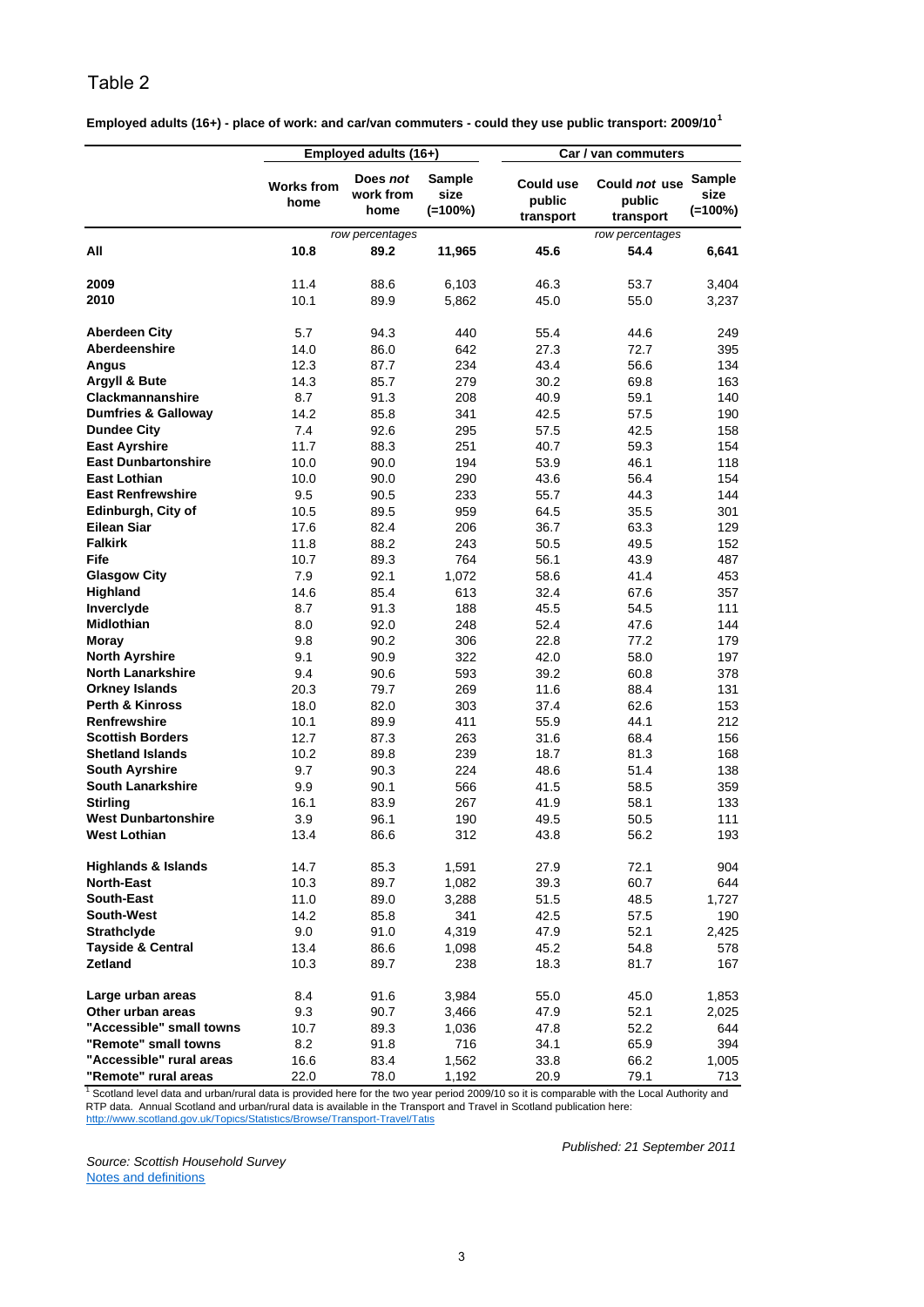# Table 2

**Employed adults (16+) - place of work: and car/van commuters - could they use public transport: 2009/10[1]**

| | Employed adults (16+) | | | Car / van commuters | | |
|---|---|---|---|---|---|---|
| | Works from home | Does *not* work from home | Sample size (=100%) | Could use public transport | Could *not* use public transport | Sample size (=100%) |
| | *row percentages* | | | *row percentages* | | |
| **All** | **10.8** | **89.2** | **11,965** | **45.6** | **54.4** | **6,641** |
| **2009** | 11.4 | 88.6 | 6,103 | 46.3 | 53.7 | 3,404 |
| **2010** | 10.1 | 89.9 | 5,862 | 45.0 | 55.0 | 3,237 |
| **Aberdeen City** | 5.7 | 94.3 | 440 | 55.4 | 44.6 | 249 |
| **Aberdeenshire** | 14.0 | 86.0 | 642 | 27.3 | 72.7 | 395 |
| **Angus** | 12.3 | 87.7 | 234 | 43.4 | 56.6 | 134 |
| **Argyll & Bute** | 14.3 | 85.7 | 279 | 30.2 | 69.8 | 163 |
| **Clackmannanshire** | 8.7 | 91.3 | 208 | 40.9 | 59.1 | 140 |
| **Dumfries & Galloway** | 14.2 | 85.8 | 341 | 42.5 | 57.5 | 190 |
| **Dundee City** | 7.4 | 92.6 | 295 | 57.5 | 42.5 | 158 |
| **East Ayrshire** | 11.7 | 88.3 | 251 | 40.7 | 59.3 | 154 |
| **East Dunbartonshire** | 10.0 | 90.0 | 194 | 53.9 | 46.1 | 118 |
| **East Lothian** | 10.0 | 90.0 | 290 | 43.6 | 56.4 | 154 |
| **East Renfrewshire** | 9.5 | 90.5 | 233 | 55.7 | 44.3 | 144 |
| **Edinburgh, City of** | 10.5 | 89.5 | 959 | 64.5 | 35.5 | 301 |
| **Eilean Siar** | 17.6 | 82.4 | 206 | 36.7 | 63.3 | 129 |
| **Falkirk** | 11.8 | 88.2 | 243 | 50.5 | 49.5 | 152 |
| **Fife** | 10.7 | 89.3 | 764 | 56.1 | 43.9 | 487 |
| **Glasgow City** | 7.9 | 92.1 | 1,072 | 58.6 | 41.4 | 453 |
| **Highland** | 14.6 | 85.4 | 613 | 32.4 | 67.6 | 357 |
| **Inverclyde** | 8.7 | 91.3 | 188 | 45.5 | 54.5 | 111 |
| **Midlothian** | 8.0 | 92.0 | 248 | 52.4 | 47.6 | 144 |
| **Moray** | 9.8 | 90.2 | 306 | 22.8 | 77.2 | 179 |
| **North Ayrshire** | 9.1 | 90.9 | 322 | 42.0 | 58.0 | 197 |
| **North Lanarkshire** | 9.4 | 90.6 | 593 | 39.2 | 60.8 | 378 |
| **Orkney Islands** | 20.3 | 79.7 | 269 | 11.6 | 88.4 | 131 |
| **Perth & Kinross** | 18.0 | 82.0 | 303 | 37.4 | 62.6 | 153 |
| **Renfrewshire** | 10.1 | 89.9 | 411 | 55.9 | 44.1 | 212 |
| **Scottish Borders** | 12.7 | 87.3 | 263 | 31.6 | 68.4 | 156 |
| **Shetland Islands** | 10.2 | 89.8 | 239 | 18.7 | 81.3 | 168 |
| **South Ayrshire** | 9.7 | 90.3 | 224 | 48.6 | 51.4 | 138 |
| **South Lanarkshire** | 9.9 | 90.1 | 566 | 41.5 | 58.5 | 359 |
| **Stirling** | 16.1 | 83.9 | 267 | 41.9 | 58.1 | 133 |
| **West Dunbartonshire** | 3.9 | 96.1 | 190 | 49.5 | 50.5 | 111 |
| **West Lothian** | 13.4 | 86.6 | 312 | 43.8 | 56.2 | 193 |
| **Highlands & Islands** | 14.7 | 85.3 | 1,591 | 27.9 | 72.1 | 904 |
| **North-East** | 10.3 | 89.7 | 1,082 | 39.3 | 60.7 | 644 |
| **South-East** | 11.0 | 89.0 | 3,288 | 51.5 | 48.5 | 1,727 |
| **South-West** | 14.2 | 85.8 | 341 | 42.5 | 57.5 | 190 |
| **Strathclyde** | 9.0 | 91.0 | 4,319 | 47.9 | 52.1 | 2,425 |
| **Tayside & Central** | 13.4 | 86.6 | 1,098 | 45.2 | 54.8 | 578 |
| **Zetland** | 10.3 | 89.7 | 238 | 18.3 | 81.7 | 167 |
| **Large urban areas** | 8.4 | 91.6 | 3,984 | 55.0 | 45.0 | 1,853 |
| **Other urban areas** | 9.3 | 90.7 | 3,466 | 47.9 | 52.1 | 2,025 |
| **"Accessible" small towns** | 10.7 | 89.3 | 1,036 | 47.8 | 52.2 | 644 |
| **"Remote" small towns** | 8.2 | 91.8 | 716 | 34.1 | 65.9 | 394 |
| **"Accessible" rural areas** | 16.6 | 83.4 | 1,562 | 33.8 | 66.2 | 1,005 |
| **"Remote" rural areas** | 22.0 | 78.0 | 1,192 | 20.9 | 79.1 | 713 |

[1] Scotland level data and urban/rural data is provided here for the two year period 2009/10 so it is comparable with the Local Authority and RTP data. Annual Scotland and urban/rural data is available in the Transport and Travel in Scotland publication here: http://www.scotland.gov.uk/Topics/Statistics/Browse/Transport-Travel/Tatis

*Published: 21 September 2011*

*Source: Scottish Household Survey*

Notes and definitions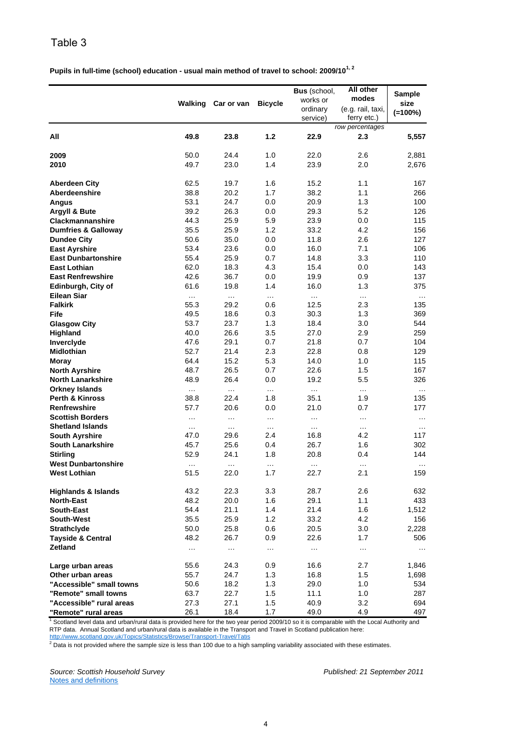# Table 3

**Pupils in full-time (school) education - usual main method of travel to school: 2009/10[1, 2]**

| | Walking | Car or van | Bicycle | Bus (school, works or ordinary service) | All other modes (e.g. rail, taxi, ferry etc.) | Sample size (=100%) |
|---|---|---|---|---|---|---|
| | | | | | *row percentages* | |
| **All** | **49.8** | **23.8** | **1.2** | **22.9** | **2.3** | **5,557** |
| **2009** | 50.0 | 24.4 | 1.0 | 22.0 | 2.6 | 2,881 |
| **2010** | 49.7 | 23.0 | 1.4 | 23.9 | 2.0 | 2,676 |
| **Aberdeen City** | 62.5 | 19.7 | 1.6 | 15.2 | 1.1 | 167 |
| **Aberdeenshire** | 38.8 | 20.2 | 1.7 | 38.2 | 1.1 | 266 |
| **Angus** | 53.1 | 24.7 | 0.0 | 20.9 | 1.3 | 100 |
| **Argyll & Bute** | 39.2 | 26.3 | 0.0 | 29.3 | 5.2 | 126 |
| **Clackmannanshire** | 44.3 | 25.9 | 5.9 | 23.9 | 0.0 | 115 |
| **Dumfries & Galloway** | 35.5 | 25.9 | 1.2 | 33.2 | 4.2 | 156 |
| **Dundee City** | 50.6 | 35.0 | 0.0 | 11.8 | 2.6 | 127 |
| **East Ayrshire** | 53.4 | 23.6 | 0.0 | 16.0 | 7.1 | 106 |
| **East Dunbartonshire** | 55.4 | 25.9 | 0.7 | 14.8 | 3.3 | 110 |
| **East Lothian** | 62.0 | 18.3 | 4.3 | 15.4 | 0.0 | 143 |
| **East Renfrewshire** | 42.6 | 36.7 | 0.0 | 19.9 | 0.9 | 137 |
| **Edinburgh, City of** | 61.6 | 19.8 | 1.4 | 16.0 | 1.3 | 375 |
| **Eilean Siar** | … | … | … | … | … | … |
| **Falkirk** | 55.3 | 29.2 | 0.6 | 12.5 | 2.3 | 135 |
| **Fife** | 49.5 | 18.6 | 0.3 | 30.3 | 1.3 | 369 |
| **Glasgow City** | 53.7 | 23.7 | 1.3 | 18.4 | 3.0 | 544 |
| **Highland** | 40.0 | 26.6 | 3.5 | 27.0 | 2.9 | 259 |
| **Inverclyde** | 47.6 | 29.1 | 0.7 | 21.8 | 0.7 | 104 |
| **Midlothian** | 52.7 | 21.4 | 2.3 | 22.8 | 0.8 | 129 |
| **Moray** | 64.4 | 15.2 | 5.3 | 14.0 | 1.0 | 115 |
| **North Ayrshire** | 48.7 | 26.5 | 0.7 | 22.6 | 1.5 | 167 |
| **North Lanarkshire** | 48.9 | 26.4 | 0.0 | 19.2 | 5.5 | 326 |
| **Orkney Islands** | … | … | … | … | … | … |
| **Perth & Kinross** | 38.8 | 22.4 | 1.8 | 35.1 | 1.9 | 135 |
| **Renfrewshire** | 57.7 | 20.6 | 0.0 | 21.0 | 0.7 | 177 |
| **Scottish Borders** | … | … | … | … | … | … |
| **Shetland Islands** | … | … | … | … | … | … |
| **South Ayrshire** | 47.0 | 29.6 | 2.4 | 16.8 | 4.2 | 117 |
| **South Lanarkshire** | 45.7 | 25.6 | 0.4 | 26.7 | 1.6 | 302 |
| **Stirling** | 52.9 | 24.1 | 1.8 | 20.8 | 0.4 | 144 |
| **West Dunbartonshire** | … | … | … | … | … | … |
| **West Lothian** | 51.5 | 22.0 | 1.7 | 22.7 | 2.1 | 159 |
| **Highlands & Islands** | 43.2 | 22.3 | 3.3 | 28.7 | 2.6 | 632 |
| **North-East** | 48.2 | 20.0 | 1.6 | 29.1 | 1.1 | 433 |
| **South-East** | 54.4 | 21.1 | 1.4 | 21.4 | 1.6 | 1,512 |
| **South-West** | 35.5 | 25.9 | 1.2 | 33.2 | 4.2 | 156 |
| **Strathclyde** | 50.0 | 25.8 | 0.6 | 20.5 | 3.0 | 2,228 |
| **Tayside & Central** | 48.2 | 26.7 | 0.9 | 22.6 | 1.7 | 506 |
| **Zetland** | … | … | … | … | … | … |
| **Large urban areas** | 55.6 | 24.3 | 0.9 | 16.6 | 2.7 | 1,846 |
| **Other urban areas** | 55.7 | 24.7 | 1.3 | 16.8 | 1.5 | 1,698 |
| **"Accessible" small towns** | 50.6 | 18.2 | 1.3 | 29.0 | 1.0 | 534 |
| **"Remote" small towns** | 63.7 | 22.7 | 1.5 | 11.1 | 1.0 | 287 |
| **"Accessible" rural areas** | 27.3 | 27.1 | 1.5 | 40.9 | 3.2 | 694 |
| **"Remote" rural areas** | 26.1 | 18.4 | 1.7 | 49.0 | 4.9 | 497 |

[1] Scotland level data and urban/rural data is provided here for the two year period 2009/10 so it is comparable with the Local Authority and RTP data. Annual Scotland and urban/rural data is available in the Transport and Travel in Scotland publication here: http://www.scotland.gov.uk/Topics/Statistics/Browse/Transport-Travel/Tatis

[2] Data is not provided where the sample size is less than 100 due to a high sampling variability associated with these estimates.

*Source: Scottish Household Survey*

*Published: 21 September 2011*

Notes and definitions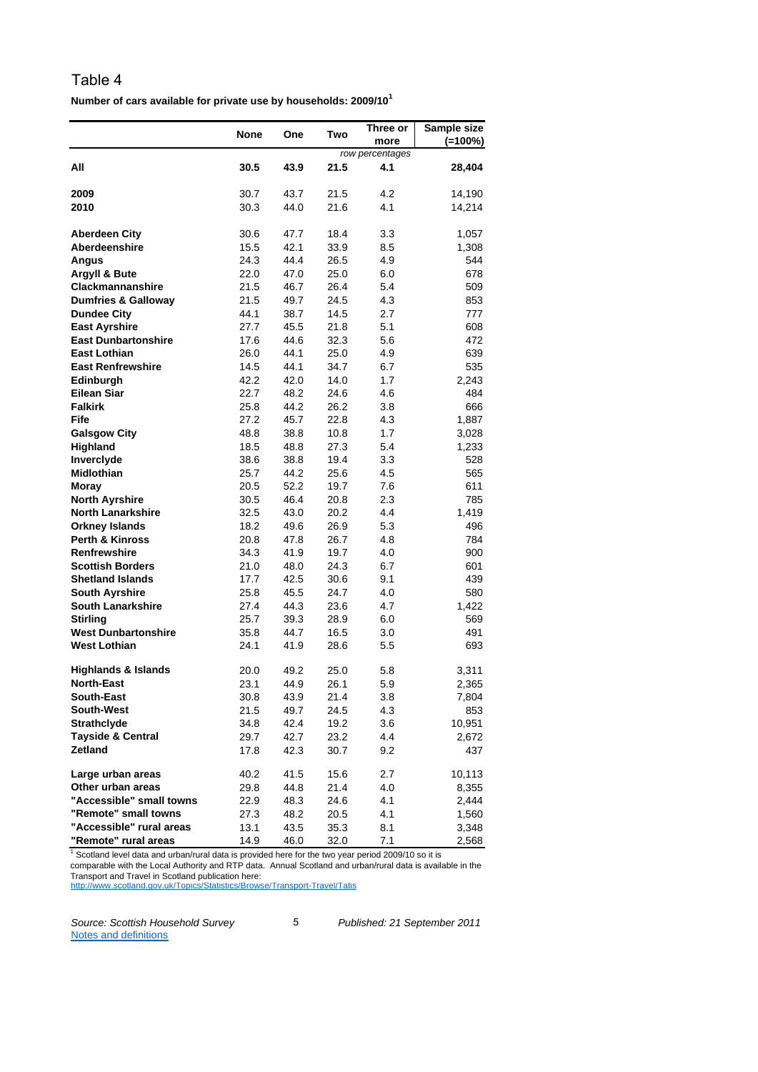# Table 4

**Number of cars available for private use by households: 2009/10[1]**

| | None | One | Two | Three or more | Sample size (=100%) |
|---|---|---|---|---|---|
| | | | *row percentages* | | |
| **All** | **30.5** | **43.9** | **21.5** | **4.1** | **28,404** |
| **2009** | 30.7 | 43.7 | 21.5 | 4.2 | 14,190 |
| **2010** | 30.3 | 44.0 | 21.6 | 4.1 | 14,214 |
| **Aberdeen City** | 30.6 | 47.7 | 18.4 | 3.3 | 1,057 |
| **Aberdeenshire** | 15.5 | 42.1 | 33.9 | 8.5 | 1,308 |
| **Angus** | 24.3 | 44.4 | 26.5 | 4.9 | 544 |
| **Argyll & Bute** | 22.0 | 47.0 | 25.0 | 6.0 | 678 |
| **Clackmannanshire** | 21.5 | 46.7 | 26.4 | 5.4 | 509 |
| **Dumfries & Galloway** | 21.5 | 49.7 | 24.5 | 4.3 | 853 |
| **Dundee City** | 44.1 | 38.7 | 14.5 | 2.7 | 777 |
| **East Ayrshire** | 27.7 | 45.5 | 21.8 | 5.1 | 608 |
| **East Dunbartonshire** | 17.6 | 44.6 | 32.3 | 5.6 | 472 |
| **East Lothian** | 26.0 | 44.1 | 25.0 | 4.9 | 639 |
| **East Renfrewshire** | 14.5 | 44.1 | 34.7 | 6.7 | 535 |
| **Edinburgh** | 42.2 | 42.0 | 14.0 | 1.7 | 2,243 |
| **Eilean Siar** | 22.7 | 48.2 | 24.6 | 4.6 | 484 |
| **Falkirk** | 25.8 | 44.2 | 26.2 | 3.8 | 666 |
| **Fife** | 27.2 | 45.7 | 22.8 | 4.3 | 1,887 |
| **Galsgow City** | 48.8 | 38.8 | 10.8 | 1.7 | 3,028 |
| **Highland** | 18.5 | 48.8 | 27.3 | 5.4 | 1,233 |
| **Inverclyde** | 38.6 | 38.8 | 19.4 | 3.3 | 528 |
| **Midlothian** | 25.7 | 44.2 | 25.6 | 4.5 | 565 |
| **Moray** | 20.5 | 52.2 | 19.7 | 7.6 | 611 |
| **North Ayrshire** | 30.5 | 46.4 | 20.8 | 2.3 | 785 |
| **North Lanarkshire** | 32.5 | 43.0 | 20.2 | 4.4 | 1,419 |
| **Orkney Islands** | 18.2 | 49.6 | 26.9 | 5.3 | 496 |
| **Perth & Kinross** | 20.8 | 47.8 | 26.7 | 4.8 | 784 |
| **Renfrewshire** | 34.3 | 41.9 | 19.7 | 4.0 | 900 |
| **Scottish Borders** | 21.0 | 48.0 | 24.3 | 6.7 | 601 |
| **Shetland Islands** | 17.7 | 42.5 | 30.6 | 9.1 | 439 |
| **South Ayrshire** | 25.8 | 45.5 | 24.7 | 4.0 | 580 |
| **South Lanarkshire** | 27.4 | 44.3 | 23.6 | 4.7 | 1,422 |
| **Stirling** | 25.7 | 39.3 | 28.9 | 6.0 | 569 |
| **West Dunbartonshire** | 35.8 | 44.7 | 16.5 | 3.0 | 491 |
| **West Lothian** | 24.1 | 41.9 | 28.6 | 5.5 | 693 |
| **Highlands & Islands** | 20.0 | 49.2 | 25.0 | 5.8 | 3,311 |
| **North-East** | 23.1 | 44.9 | 26.1 | 5.9 | 2,365 |
| **South-East** | 30.8 | 43.9 | 21.4 | 3.8 | 7,804 |
| **South-West** | 21.5 | 49.7 | 24.5 | 4.3 | 853 |
| **Strathclyde** | 34.8 | 42.4 | 19.2 | 3.6 | 10,951 |
| **Tayside & Central** | 29.7 | 42.7 | 23.2 | 4.4 | 2,672 |
| **Zetland** | 17.8 | 42.3 | 30.7 | 9.2 | 437 |
| **Large urban areas** | 40.2 | 41.5 | 15.6 | 2.7 | 10,113 |
| **Other urban areas** | 29.8 | 44.8 | 21.4 | 4.0 | 8,355 |
| **"Accessible" small towns** | 22.9 | 48.3 | 24.6 | 4.1 | 2,444 |
| **"Remote" small towns** | 27.3 | 48.2 | 20.5 | 4.1 | 1,560 |
| **"Accessible" rural areas** | 13.1 | 43.5 | 35.3 | 8.1 | 3,348 |
| **"Remote" rural areas** | 14.9 | 46.0 | 32.0 | 7.1 | 2,568 |

[1] Scotland level data and urban/rural data is provided here for the two year period 2009/10 so it is comparable with the Local Authority and RTP data. Annual Scotland and urban/rural data is available in the Transport and Travel in Scotland publication here:
http://www.scotland.gov.uk/Topics/Statistics/Browse/Transport-Travel/Tatis

*Source: Scottish Household Survey* *Published: 21 September 2011*

Notes and definitions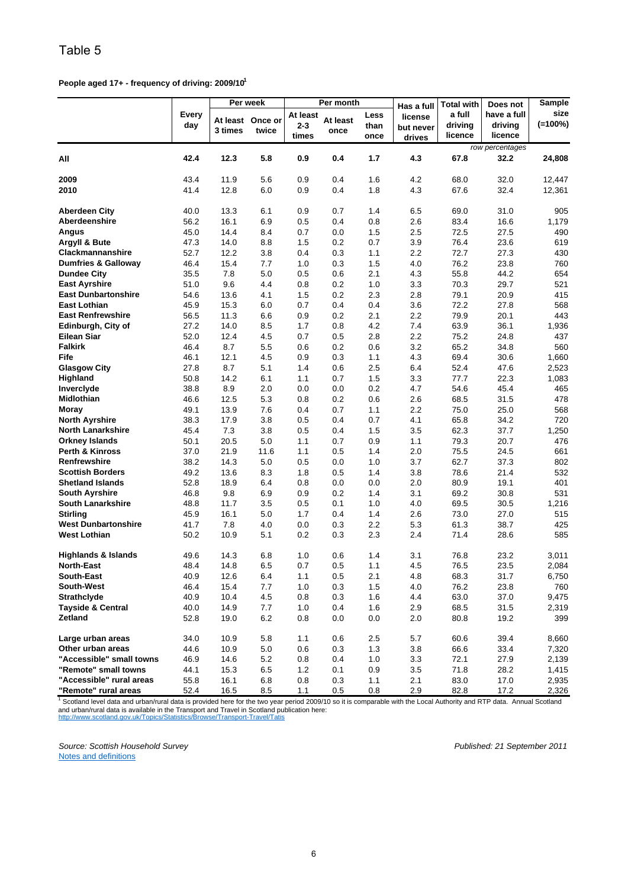# Table 5

**People aged 17+ - frequency of driving: 2009/10[1]**

| | Every day | Per week | | Per month | | | Has a full license but never drives | Total with a full driving licence | Does not have a full driving licence | Sample size (=100%) |
|---|---|---|---|---|---|---|---|---|---|---|
| | | At least 3 times | Once or twice | At least 2-3 times | At least once | Less than once | | | | |
| | | | | | | | | | *row percentages* | |
| **All** | **42.4** | **12.3** | **5.8** | **0.9** | **0.4** | **1.7** | **4.3** | **67.8** | **32.2** | **24,808** |
| **2009** | 43.4 | 11.9 | 5.6 | 0.9 | 0.4 | 1.6 | 4.2 | 68.0 | 32.0 | 12,447 |
| **2010** | 41.4 | 12.8 | 6.0 | 0.9 | 0.4 | 1.8 | 4.3 | 67.6 | 32.4 | 12,361 |
| **Aberdeen City** | 40.0 | 13.3 | 6.1 | 0.9 | 0.7 | 1.4 | 6.5 | 69.0 | 31.0 | 905 |
| **Aberdeenshire** | 56.2 | 16.1 | 6.9 | 0.5 | 0.4 | 0.8 | 2.6 | 83.4 | 16.6 | 1,179 |
| **Angus** | 45.0 | 14.4 | 8.4 | 0.7 | 0.0 | 1.5 | 2.5 | 72.5 | 27.5 | 490 |
| **Argyll & Bute** | 47.3 | 14.0 | 8.8 | 1.5 | 0.2 | 0.7 | 3.9 | 76.4 | 23.6 | 619 |
| **Clackmannanshire** | 52.7 | 12.2 | 3.8 | 0.4 | 0.3 | 1.1 | 2.2 | 72.7 | 27.3 | 430 |
| **Dumfries & Galloway** | 46.4 | 15.4 | 7.7 | 1.0 | 0.3 | 1.5 | 4.0 | 76.2 | 23.8 | 760 |
| **Dundee City** | 35.5 | 7.8 | 5.0 | 0.5 | 0.6 | 2.1 | 4.3 | 55.8 | 44.2 | 654 |
| **East Ayrshire** | 51.0 | 9.6 | 4.4 | 0.8 | 0.2 | 1.0 | 3.3 | 70.3 | 29.7 | 521 |
| **East Dunbartonshire** | 54.6 | 13.6 | 4.1 | 1.5 | 0.2 | 2.3 | 2.8 | 79.1 | 20.9 | 415 |
| **East Lothian** | 45.9 | 15.3 | 6.0 | 0.7 | 0.4 | 0.4 | 3.6 | 72.2 | 27.8 | 568 |
| **East Renfrewshire** | 56.5 | 11.3 | 6.6 | 0.9 | 0.2 | 2.1 | 2.2 | 79.9 | 20.1 | 443 |
| **Edinburgh, City of** | 27.2 | 14.0 | 8.5 | 1.7 | 0.8 | 4.2 | 7.4 | 63.9 | 36.1 | 1,936 |
| **Eilean Siar** | 52.0 | 12.4 | 4.5 | 0.7 | 0.5 | 2.8 | 2.2 | 75.2 | 24.8 | 437 |
| **Falkirk** | 46.4 | 8.7 | 5.5 | 0.6 | 0.2 | 0.6 | 3.2 | 65.2 | 34.8 | 560 |
| **Fife** | 46.1 | 12.1 | 4.5 | 0.9 | 0.3 | 1.1 | 4.3 | 69.4 | 30.6 | 1,660 |
| **Glasgow City** | 27.8 | 8.7 | 5.1 | 1.4 | 0.6 | 2.5 | 6.4 | 52.4 | 47.6 | 2,523 |
| **Highland** | 50.8 | 14.2 | 6.1 | 1.1 | 0.7 | 1.5 | 3.3 | 77.7 | 22.3 | 1,083 |
| **Inverclyde** | 38.8 | 8.9 | 2.0 | 0.0 | 0.0 | 0.2 | 4.7 | 54.6 | 45.4 | 465 |
| **Midlothian** | 46.6 | 12.5 | 5.3 | 0.8 | 0.2 | 0.6 | 2.6 | 68.5 | 31.5 | 478 |
| **Moray** | 49.1 | 13.9 | 7.6 | 0.4 | 0.7 | 1.1 | 2.2 | 75.0 | 25.0 | 568 |
| **North Ayrshire** | 38.3 | 17.9 | 3.8 | 0.5 | 0.4 | 0.7 | 4.1 | 65.8 | 34.2 | 720 |
| **North Lanarkshire** | 45.4 | 7.3 | 3.8 | 0.5 | 0.4 | 1.5 | 3.5 | 62.3 | 37.7 | 1,250 |
| **Orkney Islands** | 50.1 | 20.5 | 5.0 | 1.1 | 0.7 | 0.9 | 1.1 | 79.3 | 20.7 | 476 |
| **Perth & Kinross** | 37.0 | 21.9 | 11.6 | 1.1 | 0.5 | 1.4 | 2.0 | 75.5 | 24.5 | 661 |
| **Renfrewshire** | 38.2 | 14.3 | 5.0 | 0.5 | 0.0 | 1.0 | 3.7 | 62.7 | 37.3 | 802 |
| **Scottish Borders** | 49.2 | 13.6 | 8.3 | 1.8 | 0.5 | 1.4 | 3.8 | 78.6 | 21.4 | 532 |
| **Shetland Islands** | 52.8 | 18.9 | 6.4 | 0.8 | 0.0 | 0.0 | 2.0 | 80.9 | 19.1 | 401 |
| **South Ayrshire** | 46.8 | 9.8 | 6.9 | 0.9 | 0.2 | 1.4 | 3.1 | 69.2 | 30.8 | 531 |
| **South Lanarkshire** | 48.8 | 11.7 | 3.5 | 0.5 | 0.1 | 1.0 | 4.0 | 69.5 | 30.5 | 1,216 |
| **Stirling** | 45.9 | 16.1 | 5.0 | 1.7 | 0.4 | 1.4 | 2.6 | 73.0 | 27.0 | 515 |
| **West Dunbartonshire** | 41.7 | 7.8 | 4.0 | 0.0 | 0.3 | 2.2 | 5.3 | 61.3 | 38.7 | 425 |
| **West Lothian** | 50.2 | 10.9 | 5.1 | 0.2 | 0.3 | 2.3 | 2.4 | 71.4 | 28.6 | 585 |
| **Highlands & Islands** | 49.6 | 14.3 | 6.8 | 1.0 | 0.6 | 1.4 | 3.1 | 76.8 | 23.2 | 3,011 |
| **North-East** | 48.4 | 14.8 | 6.5 | 0.7 | 0.5 | 1.1 | 4.5 | 76.5 | 23.5 | 2,084 |
| **South-East** | 40.9 | 12.6 | 6.4 | 1.1 | 0.5 | 2.1 | 4.8 | 68.3 | 31.7 | 6,750 |
| **South-West** | 46.4 | 15.4 | 7.7 | 1.0 | 0.3 | 1.5 | 4.0 | 76.2 | 23.8 | 760 |
| **Strathclyde** | 40.9 | 10.4 | 4.5 | 0.8 | 0.3 | 1.6 | 4.4 | 63.0 | 37.0 | 9,475 |
| **Tayside & Central** | 40.0 | 14.9 | 7.7 | 1.0 | 0.4 | 1.6 | 2.9 | 68.5 | 31.5 | 2,319 |
| **Zetland** | 52.8 | 19.0 | 6.2 | 0.8 | 0.0 | 0.0 | 2.0 | 80.8 | 19.2 | 399 |
| **Large urban areas** | 34.0 | 10.9 | 5.8 | 1.1 | 0.6 | 2.5 | 5.7 | 60.6 | 39.4 | 8,660 |
| **Other urban areas** | 44.6 | 10.9 | 5.0 | 0.6 | 0.3 | 1.3 | 3.8 | 66.6 | 33.4 | 7,320 |
| **"Accessible" small towns** | 46.9 | 14.6 | 5.2 | 0.8 | 0.4 | 1.0 | 3.3 | 72.1 | 27.9 | 2,139 |
| **"Remote" small towns** | 44.1 | 15.3 | 6.5 | 1.2 | 0.1 | 0.9 | 3.5 | 71.8 | 28.2 | 1,415 |
| **"Accessible" rural areas** | 55.8 | 16.1 | 6.8 | 0.8 | 0.3 | 1.1 | 2.1 | 83.0 | 17.0 | 2,935 |
| **"Remote" rural areas** | 52.4 | 16.5 | 8.5 | 1.1 | 0.5 | 0.8 | 2.9 | 82.8 | 17.2 | 2,326 |

[1] Scotland level data and urban/rural data is provided here for the two year period 2009/10 so it is comparable with the Local Authority and RTP data. Annual Scotland and urban/rural data is available in the Transport and Travel in Scotland publication here:
http://www.scotland.gov.uk/Topics/Statistics/Browse/Transport-Travel/Tatis

*Source: Scottish Household Survey*

*Published: 21 September 2011*

Notes and definitions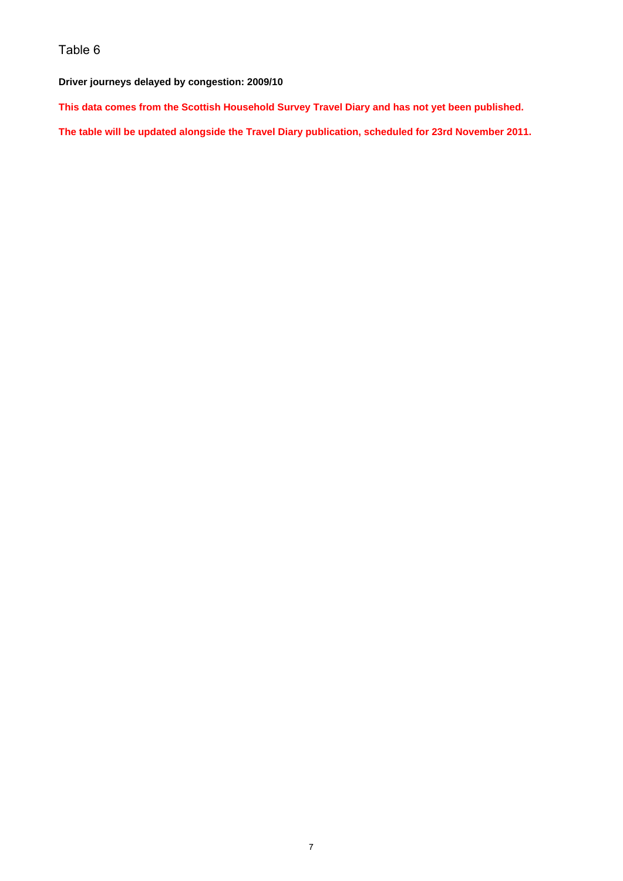Table 6

**Driver journeys delayed by congestion: 2009/10**

**This data comes from the Scottish Household Survey Travel Diary and has not yet been published.**

**The table will be updated alongside the Travel Diary publication, scheduled for 23rd November 2011.**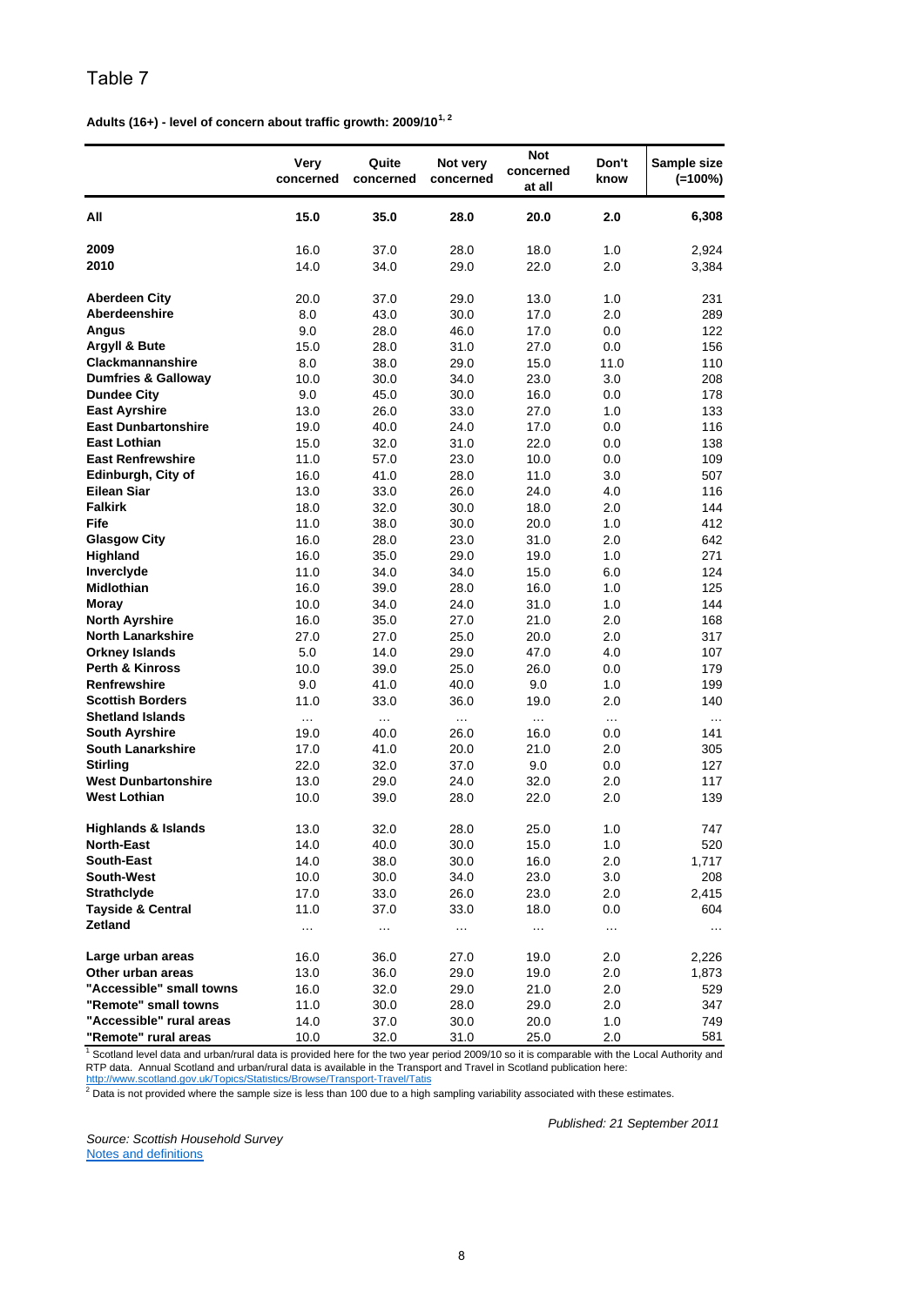# Table 7

**Adults (16+) - level of concern about traffic growth: 2009/10[1, 2]**

| | Very concerned | Quite concerned | Not very concerned | Not concerned at all | Don't know | Sample size (=100%) |
|---|---|---|---|---|---|---|
| **All** | **15.0** | **35.0** | **28.0** | **20.0** | **2.0** | **6,308** |
| **2009** | 16.0 | 37.0 | 28.0 | 18.0 | 1.0 | 2,924 |
| **2010** | 14.0 | 34.0 | 29.0 | 22.0 | 2.0 | 3,384 |
| **Aberdeen City** | 20.0 | 37.0 | 29.0 | 13.0 | 1.0 | 231 |
| **Aberdeenshire** | 8.0 | 43.0 | 30.0 | 17.0 | 2.0 | 289 |
| **Angus** | 9.0 | 28.0 | 46.0 | 17.0 | 0.0 | 122 |
| **Argyll & Bute** | 15.0 | 28.0 | 31.0 | 27.0 | 0.0 | 156 |
| **Clackmannanshire** | 8.0 | 38.0 | 29.0 | 15.0 | 11.0 | 110 |
| **Dumfries & Galloway** | 10.0 | 30.0 | 34.0 | 23.0 | 3.0 | 208 |
| **Dundee City** | 9.0 | 45.0 | 30.0 | 16.0 | 0.0 | 178 |
| **East Ayrshire** | 13.0 | 26.0 | 33.0 | 27.0 | 1.0 | 133 |
| **East Dunbartonshire** | 19.0 | 40.0 | 24.0 | 17.0 | 0.0 | 116 |
| **East Lothian** | 15.0 | 32.0 | 31.0 | 22.0 | 0.0 | 138 |
| **East Renfrewshire** | 11.0 | 57.0 | 23.0 | 10.0 | 0.0 | 109 |
| **Edinburgh, City of** | 16.0 | 41.0 | 28.0 | 11.0 | 3.0 | 507 |
| **Eilean Siar** | 13.0 | 33.0 | 26.0 | 24.0 | 4.0 | 116 |
| **Falkirk** | 18.0 | 32.0 | 30.0 | 18.0 | 2.0 | 144 |
| **Fife** | 11.0 | 38.0 | 30.0 | 20.0 | 1.0 | 412 |
| **Glasgow City** | 16.0 | 28.0 | 23.0 | 31.0 | 2.0 | 642 |
| **Highland** | 16.0 | 35.0 | 29.0 | 19.0 | 1.0 | 271 |
| **Inverclyde** | 11.0 | 34.0 | 34.0 | 15.0 | 6.0 | 124 |
| **Midlothian** | 16.0 | 39.0 | 28.0 | 16.0 | 1.0 | 125 |
| **Moray** | 10.0 | 34.0 | 24.0 | 31.0 | 1.0 | 144 |
| **North Ayrshire** | 16.0 | 35.0 | 27.0 | 21.0 | 2.0 | 168 |
| **North Lanarkshire** | 27.0 | 27.0 | 25.0 | 20.0 | 2.0 | 317 |
| **Orkney Islands** | 5.0 | 14.0 | 29.0 | 47.0 | 4.0 | 107 |
| **Perth & Kinross** | 10.0 | 39.0 | 25.0 | 26.0 | 0.0 | 179 |
| **Renfrewshire** | 9.0 | 41.0 | 40.0 | 9.0 | 1.0 | 199 |
| **Scottish Borders** | 11.0 | 33.0 | 36.0 | 19.0 | 2.0 | 140 |
| **Shetland Islands** | ... | ... | ... | ... | ... | ... |
| **South Ayrshire** | 19.0 | 40.0 | 26.0 | 16.0 | 0.0 | 141 |
| **South Lanarkshire** | 17.0 | 41.0 | 20.0 | 21.0 | 2.0 | 305 |
| **Stirling** | 22.0 | 32.0 | 37.0 | 9.0 | 0.0 | 127 |
| **West Dunbartonshire** | 13.0 | 29.0 | 24.0 | 32.0 | 2.0 | 117 |
| **West Lothian** | 10.0 | 39.0 | 28.0 | 22.0 | 2.0 | 139 |
| **Highlands & Islands** | 13.0 | 32.0 | 28.0 | 25.0 | 1.0 | 747 |
| **North-East** | 14.0 | 40.0 | 30.0 | 15.0 | 1.0 | 520 |
| **South-East** | 14.0 | 38.0 | 30.0 | 16.0 | 2.0 | 1,717 |
| **South-West** | 10.0 | 30.0 | 34.0 | 23.0 | 3.0 | 208 |
| **Strathclyde** | 17.0 | 33.0 | 26.0 | 23.0 | 2.0 | 2,415 |
| **Tayside & Central** | 11.0 | 37.0 | 33.0 | 18.0 | 0.0 | 604 |
| **Zetland** | ... | ... | ... | ... | ... | ... |
| **Large urban areas** | 16.0 | 36.0 | 27.0 | 19.0 | 2.0 | 2,226 |
| **Other urban areas** | 13.0 | 36.0 | 29.0 | 19.0 | 2.0 | 1,873 |
| **"Accessible" small towns** | 16.0 | 32.0 | 29.0 | 21.0 | 2.0 | 529 |
| **"Remote" small towns** | 11.0 | 30.0 | 28.0 | 29.0 | 2.0 | 347 |
| **"Accessible" rural areas** | 14.0 | 37.0 | 30.0 | 20.0 | 1.0 | 749 |
| **"Remote" rural areas** | 10.0 | 32.0 | 31.0 | 25.0 | 2.0 | 581 |

[1] Scotland level data and urban/rural data is provided here for the two year period 2009/10 so it is comparable with the Local Authority and RTP data. Annual Scotland and urban/rural data is available in the Transport and Travel in Scotland publication here: http://www.scotland.gov.uk/Topics/Statistics/Browse/Transport-Travel/Tatis

[2] Data is not provided where the sample size is less than 100 due to a high sampling variability associated with these estimates.

*Published: 21 September 2011*

*Source: Scottish Household Survey*

Notes and definitions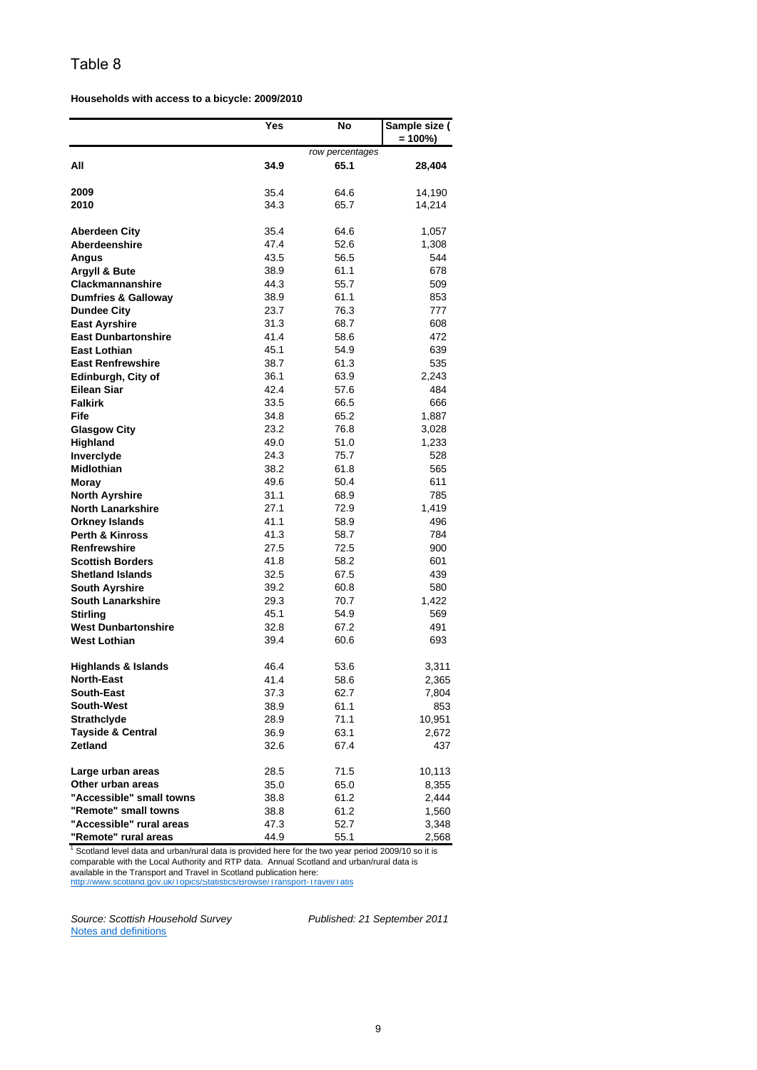# Table 8

**Households with access to a bicycle: 2009/2010**

| | Yes | No | Sample size ( = 100%) |
|---|---|---|---|
| | | *row percentages* | |
| **All** | **34.9** | **65.1** | **28,404** |
| | | | |
| **2009** | 35.4 | 64.6 | 14,190 |
| **2010** | 34.3 | 65.7 | 14,214 |
| | | | |
| **Aberdeen City** | 35.4 | 64.6 | 1,057 |
| **Aberdeenshire** | 47.4 | 52.6 | 1,308 |
| **Angus** | 43.5 | 56.5 | 544 |
| **Argyll & Bute** | 38.9 | 61.1 | 678 |
| **Clackmannanshire** | 44.3 | 55.7 | 509 |
| **Dumfries & Galloway** | 38.9 | 61.1 | 853 |
| **Dundee City** | 23.7 | 76.3 | 777 |
| **East Ayrshire** | 31.3 | 68.7 | 608 |
| **East Dunbartonshire** | 41.4 | 58.6 | 472 |
| **East Lothian** | 45.1 | 54.9 | 639 |
| **East Renfrewshire** | 38.7 | 61.3 | 535 |
| **Edinburgh, City of** | 36.1 | 63.9 | 2,243 |
| **Eilean Siar** | 42.4 | 57.6 | 484 |
| **Falkirk** | 33.5 | 66.5 | 666 |
| **Fife** | 34.8 | 65.2 | 1,887 |
| **Glasgow City** | 23.2 | 76.8 | 3,028 |
| **Highland** | 49.0 | 51.0 | 1,233 |
| **Inverclyde** | 24.3 | 75.7 | 528 |
| **Midlothian** | 38.2 | 61.8 | 565 |
| **Moray** | 49.6 | 50.4 | 611 |
| **North Ayrshire** | 31.1 | 68.9 | 785 |
| **North Lanarkshire** | 27.1 | 72.9 | 1,419 |
| **Orkney Islands** | 41.1 | 58.9 | 496 |
| **Perth & Kinross** | 41.3 | 58.7 | 784 |
| **Renfrewshire** | 27.5 | 72.5 | 900 |
| **Scottish Borders** | 41.8 | 58.2 | 601 |
| **Shetland Islands** | 32.5 | 67.5 | 439 |
| **South Ayrshire** | 39.2 | 60.8 | 580 |
| **South Lanarkshire** | 29.3 | 70.7 | 1,422 |
| **Stirling** | 45.1 | 54.9 | 569 |
| **West Dunbartonshire** | 32.8 | 67.2 | 491 |
| **West Lothian** | 39.4 | 60.6 | 693 |
| | | | |
| **Highlands & Islands** | 46.4 | 53.6 | 3,311 |
| **North-East** | 41.4 | 58.6 | 2,365 |
| **South-East** | 37.3 | 62.7 | 7,804 |
| **South-West** | 38.9 | 61.1 | 853 |
| **Strathclyde** | 28.9 | 71.1 | 10,951 |
| **Tayside & Central** | 36.9 | 63.1 | 2,672 |
| **Zetland** | 32.6 | 67.4 | 437 |
| | | | |
| **Large urban areas** | 28.5 | 71.5 | 10,113 |
| **Other urban areas** | 35.0 | 65.0 | 8,355 |
| **"Accessible" small towns** | 38.8 | 61.2 | 2,444 |
| **"Remote" small towns** | 38.8 | 61.2 | 1,560 |
| **"Accessible" rural areas** | 47.3 | 52.7 | 3,348 |
| **"Remote" rural areas** | 44.9 | 55.1 | 2,568 |

[1] Scotland level data and urban/rural data is provided here for the two year period 2009/10 so it is comparable with the Local Authority and RTP data. Annual Scotland and urban/rural data is available in the Transport and Travel in Scotland publication here: http://www.scotland.gov.uk/Topics/Statistics/Browse/Transport-Travel/Tatis

*Source: Scottish Household Survey* *Published: 21 September 2011*

Notes and definitions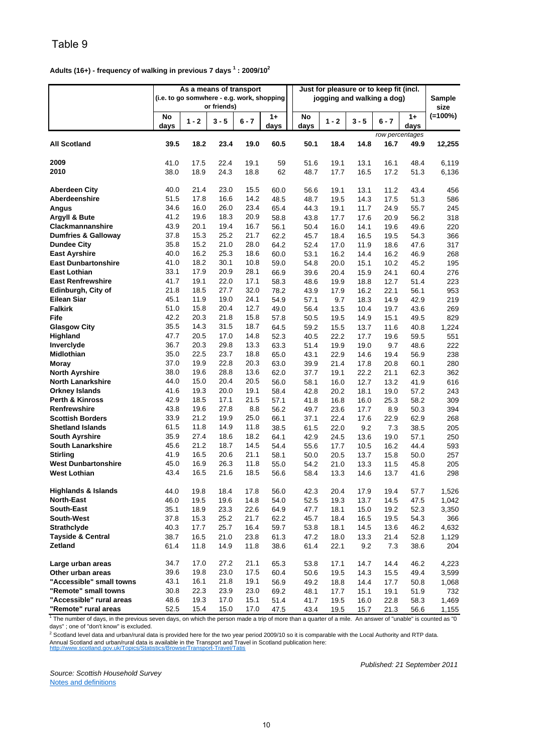# Table 9

**Adults (16+) - frequency of walking in previous 7 days [1] : 2009/10[2]**

| | As a means of transport (i.e. to go somwhere - e.g. work, shopping or friends) | | | | | Just for pleasure or to keep fit (incl. jogging and walking a dog) | | | | | Sample size |
|---|---|---|---|---|---|---|---|---|---|---|---|
| | No days | 1 - 2 | 3 - 5 | 6 - 7 | 1+ days | No days | 1 - 2 | 3 - 5 | 6 - 7 | 1+ days | (=100%) |
| | | | | | | | | | *row percentages* | | |
| **All Scotland** | **39.5** | **18.2** | **23.4** | **19.0** | **60.5** | **50.1** | **18.4** | **14.8** | **16.7** | **49.9** | **12,255** |
| **2009** | 41.0 | 17.5 | 22.4 | 19.1 | 59 | 51.6 | 19.1 | 13.1 | 16.1 | 48.4 | 6,119 |
| **2010** | 38.0 | 18.9 | 24.3 | 18.8 | 62 | 48.7 | 17.7 | 16.5 | 17.2 | 51.3 | 6,136 |
| **Aberdeen City** | 40.0 | 21.4 | 23.0 | 15.5 | 60.0 | 56.6 | 19.1 | 13.1 | 11.2 | 43.4 | 456 |
| **Aberdeenshire** | 51.5 | 17.8 | 16.6 | 14.2 | 48.5 | 48.7 | 19.5 | 14.3 | 17.5 | 51.3 | 586 |
| **Angus** | 34.6 | 16.0 | 26.0 | 23.4 | 65.4 | 44.3 | 19.1 | 11.7 | 24.9 | 55.7 | 245 |
| **Argyll & Bute** | 41.2 | 19.6 | 18.3 | 20.9 | 58.8 | 43.8 | 17.7 | 17.6 | 20.9 | 56.2 | 318 |
| **Clackmannanshire** | 43.9 | 20.1 | 19.4 | 16.7 | 56.1 | 50.4 | 16.0 | 14.1 | 19.6 | 49.6 | 220 |
| **Dumfries & Galloway** | 37.8 | 15.3 | 25.2 | 21.7 | 62.2 | 45.7 | 18.4 | 16.5 | 19.5 | 54.3 | 366 |
| **Dundee City** | 35.8 | 15.2 | 21.0 | 28.0 | 64.2 | 52.4 | 17.0 | 11.9 | 18.6 | 47.6 | 317 |
| **East Ayrshire** | 40.0 | 16.2 | 25.3 | 18.6 | 60.0 | 53.1 | 16.2 | 14.4 | 16.2 | 46.9 | 268 |
| **East Dunbartonshire** | 41.0 | 18.2 | 30.1 | 10.8 | 59.0 | 54.8 | 20.0 | 15.1 | 10.2 | 45.2 | 195 |
| **East Lothian** | 33.1 | 17.9 | 20.9 | 28.1 | 66.9 | 39.6 | 20.4 | 15.9 | 24.1 | 60.4 | 276 |
| **East Renfrewshire** | 41.7 | 19.1 | 22.0 | 17.1 | 58.3 | 48.6 | 19.9 | 18.8 | 12.7 | 51.4 | 223 |
| **Edinburgh, City of** | 21.8 | 18.5 | 27.7 | 32.0 | 78.2 | 43.9 | 17.9 | 16.2 | 22.1 | 56.1 | 953 |
| **Eilean Siar** | 45.1 | 11.9 | 19.0 | 24.1 | 54.9 | 57.1 | 9.7 | 18.3 | 14.9 | 42.9 | 219 |
| **Falkirk** | 51.0 | 15.8 | 20.4 | 12.7 | 49.0 | 56.4 | 13.5 | 10.4 | 19.7 | 43.6 | 269 |
| **Fife** | 42.2 | 20.3 | 21.8 | 15.8 | 57.8 | 50.5 | 19.5 | 14.9 | 15.1 | 49.5 | 829 |
| **Glasgow City** | 35.5 | 14.3 | 31.5 | 18.7 | 64.5 | 59.2 | 15.5 | 13.7 | 11.6 | 40.8 | 1,224 |
| **Highland** | 47.7 | 20.5 | 17.0 | 14.8 | 52.3 | 40.5 | 22.2 | 17.7 | 19.6 | 59.5 | 551 |
| **Inverclyde** | 36.7 | 20.3 | 29.8 | 13.3 | 63.3 | 51.4 | 19.9 | 19.0 | 9.7 | 48.6 | 222 |
| **Midlothian** | 35.0 | 22.5 | 23.7 | 18.8 | 65.0 | 43.1 | 22.9 | 14.6 | 19.4 | 56.9 | 238 |
| **Moray** | 37.0 | 19.9 | 22.8 | 20.3 | 63.0 | 39.9 | 21.4 | 17.8 | 20.8 | 60.1 | 280 |
| **North Ayrshire** | 38.0 | 19.6 | 28.8 | 13.6 | 62.0 | 37.7 | 19.1 | 22.2 | 21.1 | 62.3 | 362 |
| **North Lanarkshire** | 44.0 | 15.0 | 20.4 | 20.5 | 56.0 | 58.1 | 16.0 | 12.7 | 13.2 | 41.9 | 616 |
| **Orkney Islands** | 41.6 | 19.3 | 20.0 | 19.1 | 58.4 | 42.8 | 20.2 | 18.1 | 19.0 | 57.2 | 243 |
| **Perth & Kinross** | 42.9 | 18.5 | 17.1 | 21.5 | 57.1 | 41.8 | 16.8 | 16.0 | 25.3 | 58.2 | 309 |
| **Renfrewshire** | 43.8 | 19.6 | 27.8 | 8.8 | 56.2 | 49.7 | 23.6 | 17.7 | 8.9 | 50.3 | 394 |
| **Scottish Borders** | 33.9 | 21.2 | 19.9 | 25.0 | 66.1 | 37.1 | 22.4 | 17.6 | 22.9 | 62.9 | 268 |
| **Shetland Islands** | 61.5 | 11.8 | 14.9 | 11.8 | 38.5 | 61.5 | 22.0 | 9.2 | 7.3 | 38.5 | 205 |
| **South Ayrshire** | 35.9 | 27.4 | 18.6 | 18.2 | 64.1 | 42.9 | 24.5 | 13.6 | 19.0 | 57.1 | 250 |
| **South Lanarkshire** | 45.6 | 21.2 | 18.7 | 14.5 | 54.4 | 55.6 | 17.7 | 10.5 | 16.2 | 44.4 | 593 |
| **Stirling** | 41.9 | 16.5 | 20.6 | 21.1 | 58.1 | 50.0 | 20.5 | 13.7 | 15.8 | 50.0 | 257 |
| **West Dunbartonshire** | 45.0 | 16.9 | 26.3 | 11.8 | 55.0 | 54.2 | 21.0 | 13.3 | 11.5 | 45.8 | 205 |
| **West Lothian** | 43.4 | 16.5 | 21.6 | 18.5 | 56.6 | 58.4 | 13.3 | 14.6 | 13.7 | 41.6 | 298 |
| **Highlands & Islands** | 44.0 | 19.8 | 18.4 | 17.8 | 56.0 | 42.3 | 20.4 | 17.9 | 19.4 | 57.7 | 1,526 |
| **North-East** | 46.0 | 19.5 | 19.6 | 14.8 | 54.0 | 52.5 | 19.3 | 13.7 | 14.5 | 47.5 | 1,042 |
| **South-East** | 35.1 | 18.9 | 23.3 | 22.6 | 64.9 | 47.7 | 18.1 | 15.0 | 19.2 | 52.3 | 3,350 |
| **South-West** | 37.8 | 15.3 | 25.2 | 21.7 | 62.2 | 45.7 | 18.4 | 16.5 | 19.5 | 54.3 | 366 |
| **Strathclyde** | 40.3 | 17.7 | 25.7 | 16.4 | 59.7 | 53.8 | 18.1 | 14.5 | 13.6 | 46.2 | 4,632 |
| **Tayside & Central** | 38.7 | 16.5 | 21.0 | 23.8 | 61.3 | 47.2 | 18.0 | 13.3 | 21.4 | 52.8 | 1,129 |
| **Zetland** | 61.4 | 11.8 | 14.9 | 11.8 | 38.6 | 61.4 | 22.1 | 9.2 | 7.3 | 38.6 | 204 |
| **Large urban areas** | 34.7 | 17.0 | 27.2 | 21.1 | 65.3 | 53.8 | 17.1 | 14.7 | 14.4 | 46.2 | 4,223 |
| **Other urban areas** | 39.6 | 19.8 | 23.0 | 17.5 | 60.4 | 50.6 | 19.5 | 14.3 | 15.5 | 49.4 | 3,599 |
| **"Accessible" small towns** | 43.1 | 16.1 | 21.8 | 19.1 | 56.9 | 49.2 | 18.8 | 14.4 | 17.7 | 50.8 | 1,068 |
| **"Remote" small towns** | 30.8 | 22.3 | 23.9 | 23.0 | 69.2 | 48.1 | 17.7 | 15.1 | 19.1 | 51.9 | 732 |
| **"Accessible" rural areas** | 48.6 | 19.3 | 17.0 | 15.1 | 51.4 | 41.7 | 19.5 | 16.0 | 22.8 | 58.3 | 1,469 |
| **"Remote" rural areas** | 52.5 | 15.4 | 15.0 | 17.0 | 47.5 | 43.4 | 19.5 | 15.7 | 21.3 | 56.6 | 1,155 |

[1] The number of days, in the previous seven days, on which the person made a trip of more than a quarter of a mile. An answer of "unable" is counted as "0 days" ; one of "don't know" is excluded.

[2] Scotland level data and urban/rural data is provided here for the two year period 2009/10 so it is comparable with the Local Authority and RTP data.
Annual Scotland and urban/rural data is available in the Transport and Travel in Scotland publication here:
http://www.scotland.gov.uk/Topics/Statistics/Browse/Transport-Travel/Tatis

*Published: 21 September 2011*

*Source: Scottish Household Survey*

Notes and definitions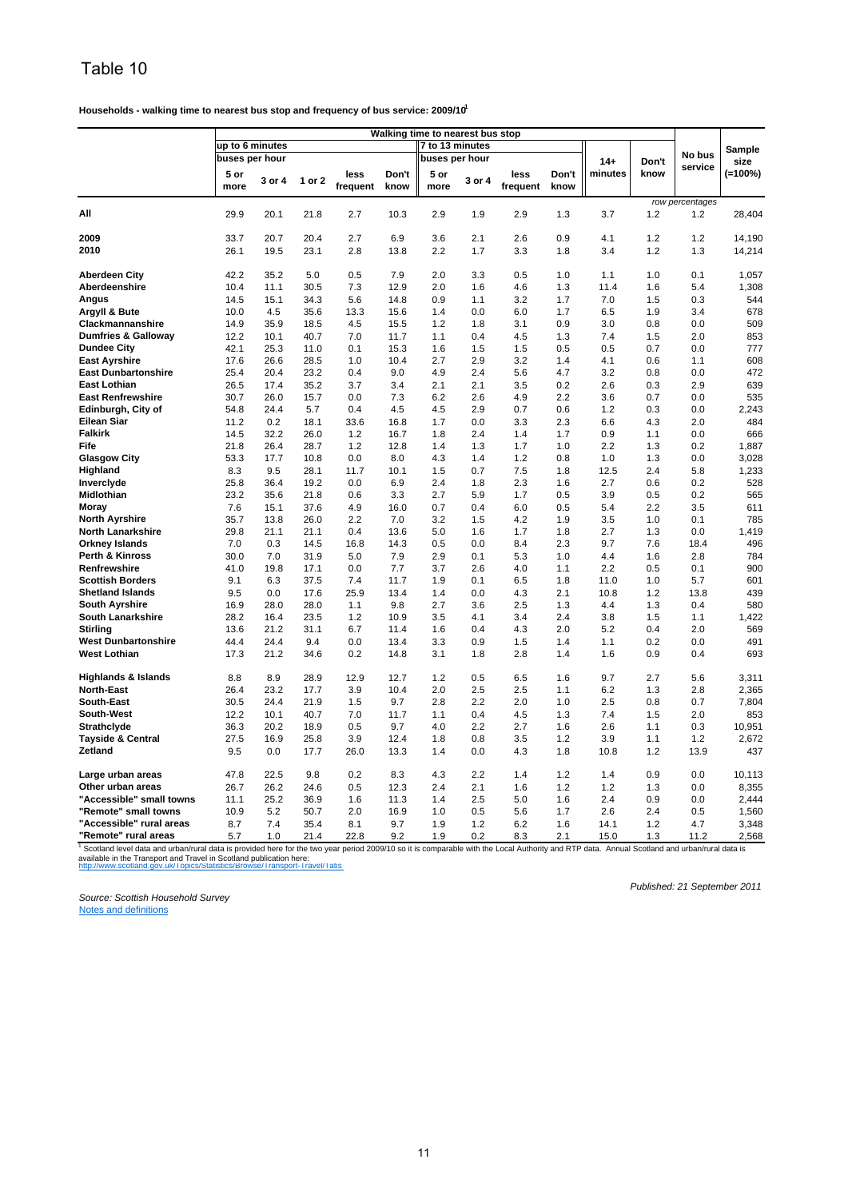# Table 10

**Households - walking time to nearest bus stop and frequency of bus service: 2009/10[1]**

| | Walking time to nearest bus stop | | | | | | | | | | | | |
|---|---|---|---|---|---|---|---|---|---|---|---|---|---|
| | up to 6 minutes | | | | | 7 to 13 minutes | | | | | | | |
| | buses per hour | | | | | buses per hour | | | | 14+ minutes | Don't know | No bus service | Sample size (=100%) |
| | 5 or more | 3 or 4 | 1 or 2 | less frequent | Don't know | 5 or more | 3 or 4 | less frequent | Don't know | | | | |
| | | | | | | | | | | | *row percentages* | | |
| **All** | 29.9 | 20.1 | 21.8 | 2.7 | 10.3 | 2.9 | 1.9 | 2.9 | 1.3 | 3.7 | 1.2 | 1.2 | 28,404 |
| **2009** | 33.7 | 20.7 | 20.4 | 2.7 | 6.9 | 3.6 | 2.1 | 2.6 | 0.9 | 4.1 | 1.2 | 1.2 | 14,190 |
| **2010** | 26.1 | 19.5 | 23.1 | 2.8 | 13.8 | 2.2 | 1.7 | 3.3 | 1.8 | 3.4 | 1.2 | 1.3 | 14,214 |
| **Aberdeen City** | 42.2 | 35.2 | 5.0 | 0.5 | 7.9 | 2.0 | 3.3 | 0.5 | 1.0 | 1.1 | 1.0 | 0.1 | 1,057 |
| **Aberdeenshire** | 10.4 | 11.1 | 30.5 | 7.3 | 12.9 | 2.0 | 1.6 | 4.6 | 1.3 | 11.4 | 1.6 | 5.4 | 1,308 |
| **Angus** | 14.5 | 15.1 | 34.3 | 5.6 | 14.8 | 0.9 | 1.1 | 3.2 | 1.7 | 7.0 | 1.5 | 0.3 | 544 |
| **Argyll & Bute** | 10.0 | 4.5 | 35.6 | 13.3 | 15.6 | 1.4 | 0.0 | 6.0 | 1.7 | 6.5 | 1.9 | 3.4 | 678 |
| **Clackmannanshire** | 14.9 | 35.9 | 18.5 | 4.5 | 15.5 | 1.2 | 1.8 | 3.1 | 0.9 | 3.0 | 0.8 | 0.0 | 509 |
| **Dumfries & Galloway** | 12.2 | 10.1 | 40.7 | 7.0 | 11.7 | 1.1 | 0.4 | 4.5 | 1.3 | 7.4 | 1.5 | 2.0 | 853 |
| **Dundee City** | 42.1 | 25.3 | 11.0 | 0.1 | 15.3 | 1.6 | 1.5 | 1.5 | 0.5 | 0.5 | 0.7 | 0.0 | 777 |
| **East Ayrshire** | 17.6 | 26.6 | 28.5 | 1.0 | 10.4 | 2.7 | 2.9 | 3.2 | 1.4 | 4.1 | 0.6 | 1.1 | 608 |
| **East Dunbartonshire** | 25.4 | 20.4 | 23.2 | 0.4 | 9.0 | 4.9 | 2.4 | 5.6 | 4.7 | 3.2 | 0.8 | 0.0 | 472 |
| **East Lothian** | 26.5 | 17.4 | 35.2 | 3.7 | 3.4 | 2.1 | 2.1 | 3.5 | 0.2 | 2.6 | 0.3 | 2.9 | 639 |
| **East Renfrewshire** | 30.7 | 26.0 | 15.7 | 0.0 | 7.3 | 6.2 | 2.6 | 4.9 | 2.2 | 3.6 | 0.7 | 0.0 | 535 |
| **Edinburgh, City of** | 54.8 | 24.4 | 5.7 | 0.4 | 4.5 | 4.5 | 2.9 | 0.7 | 0.6 | 1.2 | 0.3 | 0.0 | 2,243 |
| **Eilean Siar** | 11.2 | 0.2 | 18.1 | 33.6 | 16.8 | 1.7 | 0.0 | 3.3 | 2.3 | 6.6 | 4.3 | 2.0 | 484 |
| **Falkirk** | 14.5 | 32.2 | 26.0 | 1.2 | 16.7 | 1.8 | 2.4 | 1.4 | 1.7 | 0.9 | 1.1 | 0.0 | 666 |
| **Fife** | 21.8 | 26.4 | 28.7 | 1.2 | 12.8 | 1.4 | 1.3 | 1.7 | 1.0 | 2.2 | 1.3 | 0.2 | 1,887 |
| **Glasgow City** | 53.3 | 17.7 | 10.8 | 0.0 | 8.0 | 4.3 | 1.4 | 1.2 | 0.8 | 1.0 | 1.3 | 0.0 | 3,028 |
| **Highland** | 8.3 | 9.5 | 28.1 | 11.7 | 10.1 | 1.5 | 0.7 | 7.5 | 1.8 | 12.5 | 2.4 | 5.8 | 1,233 |
| **Inverclyde** | 25.8 | 36.4 | 19.2 | 0.0 | 6.9 | 2.4 | 1.8 | 2.3 | 1.6 | 2.7 | 0.6 | 0.2 | 528 |
| **Midlothian** | 23.2 | 35.6 | 21.8 | 0.6 | 3.3 | 2.7 | 5.9 | 1.7 | 0.5 | 3.9 | 0.5 | 0.2 | 565 |
| **Moray** | 7.6 | 15.1 | 37.6 | 4.9 | 16.0 | 0.7 | 0.4 | 6.0 | 0.5 | 5.4 | 2.2 | 3.5 | 611 |
| **North Ayrshire** | 35.7 | 13.8 | 26.0 | 2.2 | 7.0 | 3.2 | 1.5 | 4.2 | 1.9 | 3.5 | 1.0 | 0.1 | 785 |
| **North Lanarkshire** | 29.8 | 21.1 | 21.1 | 0.4 | 13.6 | 5.0 | 1.6 | 1.7 | 1.8 | 2.7 | 1.3 | 0.0 | 1,419 |
| **Orkney Islands** | 7.0 | 0.3 | 14.5 | 16.8 | 14.3 | 0.5 | 0.0 | 8.4 | 2.3 | 9.7 | 7.6 | 18.4 | 496 |
| **Perth & Kinross** | 30.0 | 7.0 | 31.9 | 5.0 | 7.9 | 2.9 | 0.1 | 5.3 | 1.0 | 4.4 | 1.6 | 2.8 | 784 |
| **Renfrewshire** | 41.0 | 19.8 | 17.1 | 0.0 | 7.7 | 3.7 | 2.6 | 4.0 | 1.1 | 2.2 | 0.5 | 0.1 | 900 |
| **Scottish Borders** | 9.1 | 6.3 | 37.5 | 7.4 | 11.7 | 1.9 | 0.1 | 6.5 | 1.8 | 11.0 | 1.0 | 5.7 | 601 |
| **Shetland Islands** | 9.5 | 0.0 | 17.6 | 25.9 | 13.4 | 1.4 | 0.0 | 4.3 | 2.1 | 10.8 | 1.2 | 13.8 | 439 |
| **South Ayrshire** | 16.9 | 28.0 | 28.0 | 1.1 | 9.8 | 2.7 | 3.6 | 2.5 | 1.3 | 4.4 | 1.3 | 0.4 | 580 |
| **South Lanarkshire** | 28.2 | 16.4 | 23.5 | 1.2 | 10.9 | 3.5 | 4.1 | 3.4 | 2.4 | 3.8 | 1.5 | 1.1 | 1,422 |
| **Stirling** | 13.6 | 21.2 | 31.1 | 6.7 | 11.4 | 1.6 | 0.4 | 4.3 | 2.0 | 5.2 | 0.4 | 2.0 | 569 |
| **West Dunbartonshire** | 44.4 | 24.4 | 9.4 | 0.0 | 13.4 | 3.3 | 0.9 | 1.5 | 1.4 | 1.1 | 0.2 | 0.0 | 491 |
| **West Lothian** | 17.3 | 21.2 | 34.6 | 0.2 | 14.8 | 3.1 | 1.8 | 2.8 | 1.4 | 1.6 | 0.9 | 0.4 | 693 |
| **Highlands & Islands** | 8.8 | 8.9 | 28.9 | 12.9 | 12.7 | 1.2 | 0.5 | 6.5 | 1.6 | 9.7 | 2.7 | 5.6 | 3,311 |
| **North-East** | 26.4 | 23.2 | 17.7 | 3.9 | 10.4 | 2.0 | 2.5 | 2.5 | 1.1 | 6.2 | 1.3 | 2.8 | 2,365 |
| **South-East** | 30.5 | 24.4 | 21.9 | 1.5 | 9.7 | 2.8 | 2.2 | 2.0 | 1.0 | 2.5 | 0.8 | 0.7 | 7,804 |
| **South-West** | 12.2 | 10.1 | 40.7 | 7.0 | 11.7 | 1.1 | 0.4 | 4.5 | 1.3 | 7.4 | 1.5 | 2.0 | 853 |
| **Strathclyde** | 36.3 | 20.2 | 18.9 | 0.5 | 9.7 | 4.0 | 2.2 | 2.7 | 1.6 | 2.6 | 1.1 | 0.3 | 10,951 |
| **Tayside & Central** | 27.5 | 16.9 | 25.8 | 3.9 | 12.4 | 1.8 | 0.8 | 3.5 | 1.2 | 3.9 | 1.1 | 1.2 | 2,672 |
| **Zetland** | 9.5 | 0.0 | 17.7 | 26.0 | 13.3 | 1.4 | 0.0 | 4.3 | 1.8 | 10.8 | 1.2 | 13.9 | 437 |
| **Large urban areas** | 47.8 | 22.5 | 9.8 | 0.2 | 8.3 | 4.3 | 2.2 | 1.4 | 1.2 | 1.4 | 0.9 | 0.0 | 10,113 |
| **Other urban areas** | 26.7 | 26.2 | 24.6 | 0.5 | 12.3 | 2.4 | 2.1 | 1.6 | 1.2 | 1.2 | 1.3 | 0.0 | 8,355 |
| **"Accessible" small towns** | 11.1 | 25.2 | 36.9 | 1.6 | 11.3 | 1.4 | 2.5 | 5.0 | 1.6 | 2.4 | 0.9 | 0.0 | 2,444 |
| **"Remote" small towns** | 10.9 | 5.2 | 50.7 | 2.0 | 16.9 | 1.0 | 0.5 | 5.6 | 1.7 | 2.6 | 2.4 | 0.5 | 1,560 |
| **"Accessible" rural areas** | 8.7 | 7.4 | 35.4 | 8.1 | 9.7 | 1.9 | 1.2 | 6.2 | 1.6 | 14.1 | 1.2 | 4.7 | 3,348 |
| **"Remote" rural areas** | 5.7 | 1.0 | 21.4 | 22.8 | 9.2 | 1.9 | 0.2 | 8.3 | 2.1 | 15.0 | 1.3 | 11.2 | 2,568 |

[1] Scotland level data and urban/rural data is provided here for the two year period 2009/10 so it is comparable with the Local Authority and RTP data. Annual Scotland and urban/rural data is available in the Transport and Travel in Scotland publication here:
http://www.scotland.gov.uk/Topics/Statistics/Browse/Transport-Travel/TaTIS

*Published: 21 September 2011*

*Source: Scottish Household Survey*

Notes and definitions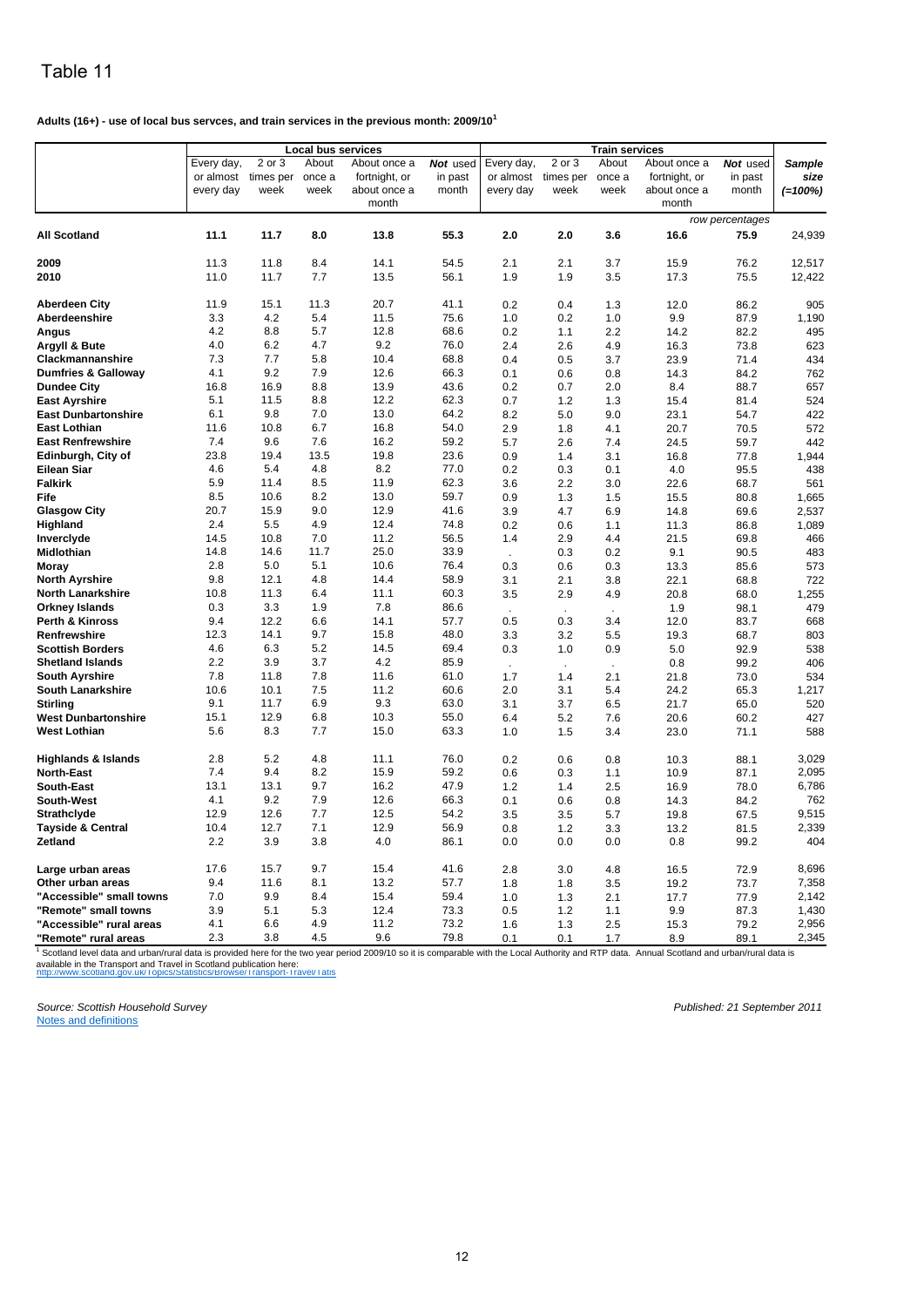# Table 11

**Adults (16+) - use of local bus servces, and train services in the previous month: 2009/10[1]**

| | Local bus services | | | | | Train services | | | | | |
|---|---|---|---|---|---|---|---|---|---|---|---|
| | Every day, or almost every day | 2 or 3 times per week | About once a week | About once a fortnight, or about once a month | ***Not*** used in past month | Every day, or almost every day | 2 or 3 times per week | About once a week | About once a fortnight, or about once a month | ***Not*** used in past month | ***Sample size (=100%)*** |
| | | | | | | | | | | *row percentages* | |
| **All Scotland** | **11.1** | **11.7** | **8.0** | **13.8** | **55.3** | **2.0** | **2.0** | **3.6** | **16.6** | **75.9** | 24,939 |
| **2009** | 11.3 | 11.8 | 8.4 | 14.1 | 54.5 | 2.1 | 2.1 | 3.7 | 15.9 | 76.2 | 12,517 |
| **2010** | 11.0 | 11.7 | 7.7 | 13.5 | 56.1 | 1.9 | 1.9 | 3.5 | 17.3 | 75.5 | 12,422 |
| **Aberdeen City** | 11.9 | 15.1 | 11.3 | 20.7 | 41.1 | 0.2 | 0.4 | 1.3 | 12.0 | 86.2 | 905 |
| **Aberdeenshire** | 3.3 | 4.2 | 5.4 | 11.5 | 75.6 | 1.0 | 0.2 | 1.0 | 9.9 | 87.9 | 1,190 |
| **Angus** | 4.2 | 8.8 | 5.7 | 12.8 | 68.6 | 0.2 | 1.1 | 2.2 | 14.2 | 82.2 | 495 |
| **Argyll & Bute** | 4.0 | 6.2 | 4.7 | 9.2 | 76.0 | 2.4 | 2.6 | 4.9 | 16.3 | 73.8 | 623 |
| **Clackmannanshire** | 7.3 | 7.7 | 5.8 | 10.4 | 68.8 | 0.4 | 0.5 | 3.7 | 23.9 | 71.4 | 434 |
| **Dumfries & Galloway** | 4.1 | 9.2 | 7.9 | 12.6 | 66.3 | 0.1 | 0.6 | 0.8 | 14.3 | 84.2 | 762 |
| **Dundee City** | 16.8 | 16.9 | 8.8 | 13.9 | 43.6 | 0.2 | 0.7 | 2.0 | 8.4 | 88.7 | 657 |
| **East Ayrshire** | 5.1 | 11.5 | 8.8 | 12.2 | 62.3 | 0.7 | 1.2 | 1.3 | 15.4 | 81.4 | 524 |
| **East Dunbartonshire** | 6.1 | 9.8 | 7.0 | 13.0 | 64.2 | 8.2 | 5.0 | 9.0 | 23.1 | 54.7 | 422 |
| **East Lothian** | 11.6 | 10.8 | 6.7 | 16.8 | 54.0 | 2.9 | 1.8 | 4.1 | 20.7 | 70.5 | 572 |
| **East Renfrewshire** | 7.4 | 9.6 | 7.6 | 16.2 | 59.2 | 5.7 | 2.6 | 7.4 | 24.5 | 59.7 | 442 |
| **Edinburgh, City of** | 23.8 | 19.4 | 13.5 | 19.8 | 23.6 | 0.9 | 1.4 | 3.1 | 16.8 | 77.8 | 1,944 |
| **Eilean Siar** | 4.6 | 5.4 | 4.8 | 8.2 | 77.0 | 0.2 | 0.3 | 0.1 | 4.0 | 95.5 | 438 |
| **Falkirk** | 5.9 | 11.4 | 8.5 | 11.9 | 62.3 | 3.6 | 2.2 | 3.0 | 22.6 | 68.7 | 561 |
| **Fife** | 8.5 | 10.6 | 8.2 | 13.0 | 59.7 | 0.9 | 1.3 | 1.5 | 15.5 | 80.8 | 1,665 |
| **Glasgow City** | 20.7 | 15.9 | 9.0 | 12.9 | 41.6 | 3.9 | 4.7 | 6.9 | 14.8 | 69.6 | 2,537 |
| **Highland** | 2.4 | 5.5 | 4.9 | 12.4 | 74.8 | 0.2 | 0.6 | 1.1 | 11.3 | 86.8 | 1,089 |
| **Inverclyde** | 14.5 | 10.8 | 7.0 | 11.2 | 56.5 | 1.4 | 2.9 | 4.4 | 21.5 | 69.8 | 466 |
| **Midlothian** | 14.8 | 14.6 | 11.7 | 25.0 | 33.9 | . | 0.3 | 0.2 | 9.1 | 90.5 | 483 |
| **Moray** | 2.8 | 5.0 | 5.1 | 10.6 | 76.4 | 0.3 | 0.6 | 0.3 | 13.3 | 85.6 | 573 |
| **North Ayrshire** | 9.8 | 12.1 | 4.8 | 14.4 | 58.9 | 3.1 | 2.1 | 3.8 | 22.1 | 68.8 | 722 |
| **North Lanarkshire** | 10.8 | 11.3 | 6.4 | 11.1 | 60.3 | 3.5 | 2.9 | 4.9 | 20.8 | 68.0 | 1,255 |
| **Orkney Islands** | 0.3 | 3.3 | 1.9 | 7.8 | 86.6 | . | . | . | 1.9 | 98.1 | 479 |
| **Perth & Kinross** | 9.4 | 12.2 | 6.6 | 14.1 | 57.7 | 0.5 | 0.3 | 3.4 | 12.0 | 83.7 | 668 |
| **Renfrewshire** | 12.3 | 14.1 | 9.7 | 15.8 | 48.0 | 3.3 | 3.2 | 5.5 | 19.3 | 68.7 | 803 |
| **Scottish Borders** | 4.6 | 6.3 | 5.2 | 14.5 | 69.4 | 0.3 | 1.0 | 0.9 | 5.0 | 92.9 | 538 |
| **Shetland Islands** | 2.2 | 3.9 | 3.7 | 4.2 | 85.9 | . | . | . | 0.8 | 99.2 | 406 |
| **South Ayrshire** | 7.8 | 11.8 | 7.8 | 11.6 | 61.0 | 1.7 | 1.4 | 2.1 | 21.8 | 73.0 | 534 |
| **South Lanarkshire** | 10.6 | 10.1 | 7.5 | 11.2 | 60.6 | 2.0 | 3.1 | 5.4 | 24.2 | 65.3 | 1,217 |
| **Stirling** | 9.1 | 11.7 | 6.9 | 9.3 | 63.0 | 3.1 | 3.7 | 6.5 | 21.7 | 65.0 | 520 |
| **West Dunbartonshire** | 15.1 | 12.9 | 6.8 | 10.3 | 55.0 | 6.4 | 5.2 | 7.6 | 20.6 | 60.2 | 427 |
| **West Lothian** | 5.6 | 8.3 | 7.7 | 15.0 | 63.3 | 1.0 | 1.5 | 3.4 | 23.0 | 71.1 | 588 |
| **Highlands & Islands** | 2.8 | 5.2 | 4.8 | 11.1 | 76.0 | 0.2 | 0.6 | 0.8 | 10.3 | 88.1 | 3,029 |
| **North-East** | 7.4 | 9.4 | 8.2 | 15.9 | 59.2 | 0.6 | 0.3 | 1.1 | 10.9 | 87.1 | 2,095 |
| **South-East** | 13.1 | 13.1 | 9.7 | 16.2 | 47.9 | 1.2 | 1.4 | 2.5 | 16.9 | 78.0 | 6,786 |
| **South-West** | 4.1 | 9.2 | 7.9 | 12.6 | 66.3 | 0.1 | 0.6 | 0.8 | 14.3 | 84.2 | 762 |
| **Strathclyde** | 12.9 | 12.6 | 7.7 | 12.5 | 54.2 | 3.5 | 3.5 | 5.7 | 19.8 | 67.5 | 9,515 |
| **Tayside & Central** | 10.4 | 12.7 | 7.1 | 12.9 | 56.9 | 0.8 | 1.2 | 3.3 | 13.2 | 81.5 | 2,339 |
| **Zetland** | 2.2 | 3.9 | 3.8 | 4.0 | 86.1 | 0.0 | 0.0 | 0.0 | 0.8 | 99.2 | 404 |
| **Large urban areas** | 17.6 | 15.7 | 9.7 | 15.4 | 41.6 | 2.8 | 3.0 | 4.8 | 16.5 | 72.9 | 8,696 |
| **Other urban areas** | 9.4 | 11.6 | 8.1 | 13.2 | 57.7 | 1.8 | 1.8 | 3.5 | 19.2 | 73.7 | 7,358 |
| **"Accessible" small towns** | 7.0 | 9.9 | 8.4 | 15.4 | 59.4 | 1.0 | 1.3 | 2.1 | 17.7 | 77.9 | 2,142 |
| **"Remote" small towns** | 3.9 | 5.1 | 5.3 | 12.4 | 73.3 | 0.5 | 1.2 | 1.1 | 9.9 | 87.3 | 1,430 |
| **"Accessible" rural areas** | 4.1 | 6.6 | 4.9 | 11.2 | 73.2 | 1.6 | 1.3 | 2.5 | 15.3 | 79.2 | 2,956 |
| **"Remote" rural areas** | 2.3 | 3.8 | 4.5 | 9.6 | 79.8 | 0.1 | 0.1 | 1.7 | 8.9 | 89.1 | 2,345 |

[1] Scotland level data and urban/rural data is provided here for the two year period 2009/10 so it is comparable with the Local Authority and RTP data. Annual Scotland and urban/rural data is available in the Transport and Travel in Scotland publication here: http://www.scotland.gov.uk/Topics/Statistics/Browse/Transport-Travel/Tatis

*Source: Scottish Household Survey*

*Published: 21 September 2011*

Notes and definitions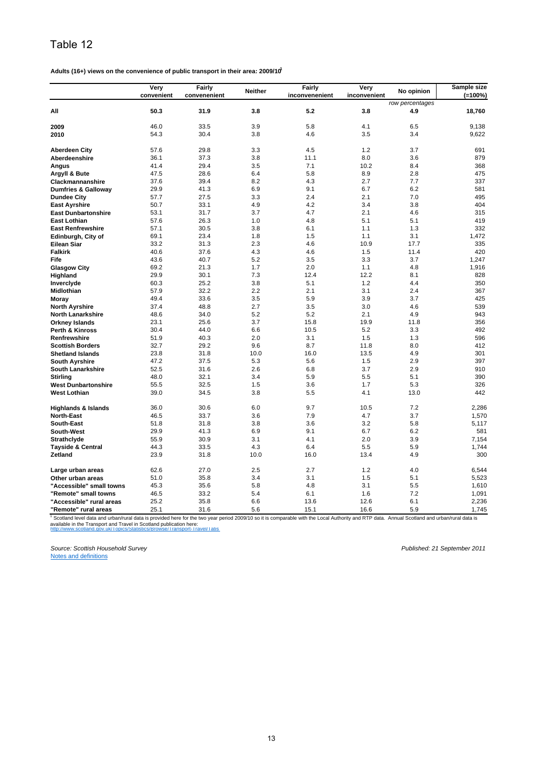# Table 12

**Adults (16+) views on the convenience of public transport in their area: 2009/10[1]**

| | Very convenient | Fairly convenenient | Neither | Fairly inconvenenient | Very inconvenient | No opinion | Sample size (=100%) |
|---|---|---|---|---|---|---|---|
| | | | | | | *row percentages* | |
| **All** | **50.3** | **31.9** | **3.8** | **5.2** | **3.8** | **4.9** | **18,760** |
| | | | | | | | |
| **2009** | 46.0 | 33.5 | 3.9 | 5.8 | 4.1 | 6.5 | 9,138 |
| **2010** | 54.3 | 30.4 | 3.8 | 4.6 | 3.5 | 3.4 | 9,622 |
| | | | | | | | |
| **Aberdeen City** | 57.6 | 29.8 | 3.3 | 4.5 | 1.2 | 3.7 | 691 |
| **Aberdeenshire** | 36.1 | 37.3 | 3.8 | 11.1 | 8.0 | 3.6 | 879 |
| **Angus** | 41.4 | 29.4 | 3.5 | 7.1 | 10.2 | 8.4 | 368 |
| **Argyll & Bute** | 47.5 | 28.6 | 6.4 | 5.8 | 8.9 | 2.8 | 475 |
| **Clackmannanshire** | 37.6 | 39.4 | 8.2 | 4.3 | 2.7 | 7.7 | 337 |
| **Dumfries & Galloway** | 29.9 | 41.3 | 6.9 | 9.1 | 6.7 | 6.2 | 581 |
| **Dundee City** | 57.7 | 27.5 | 3.3 | 2.4 | 2.1 | 7.0 | 495 |
| **East Ayrshire** | 50.7 | 33.1 | 4.9 | 4.2 | 3.4 | 3.8 | 404 |
| **East Dunbartonshire** | 53.1 | 31.7 | 3.7 | 4.7 | 2.1 | 4.6 | 315 |
| **East Lothian** | 57.6 | 26.3 | 1.0 | 4.8 | 5.1 | 5.1 | 419 |
| **East Renfrewshire** | 57.1 | 30.5 | 3.8 | 6.1 | 1.1 | 1.3 | 332 |
| **Edinburgh, City of** | 69.1 | 23.4 | 1.8 | 1.5 | 1.1 | 3.1 | 1,472 |
| **Eilean Siar** | 33.2 | 31.3 | 2.3 | 4.6 | 10.9 | 17.7 | 335 |
| **Falkirk** | 40.6 | 37.6 | 4.3 | 4.6 | 1.5 | 11.4 | 420 |
| **Fife** | 43.6 | 40.7 | 5.2 | 3.5 | 3.3 | 3.7 | 1,247 |
| **Glasgow City** | 69.2 | 21.3 | 1.7 | 2.0 | 1.1 | 4.8 | 1,916 |
| **Highland** | 29.9 | 30.1 | 7.3 | 12.4 | 12.2 | 8.1 | 828 |
| **Inverclyde** | 60.3 | 25.2 | 3.8 | 5.1 | 1.2 | 4.4 | 350 |
| **Midlothian** | 57.9 | 32.2 | 2.2 | 2.1 | 3.1 | 2.4 | 367 |
| **Moray** | 49.4 | 33.6 | 3.5 | 5.9 | 3.9 | 3.7 | 425 |
| **North Ayrshire** | 37.4 | 48.8 | 2.7 | 3.5 | 3.0 | 4.6 | 539 |
| **North Lanarkshire** | 48.6 | 34.0 | 5.2 | 5.2 | 2.1 | 4.9 | 943 |
| **Orkney Islands** | 23.1 | 25.6 | 3.7 | 15.8 | 19.9 | 11.8 | 356 |
| **Perth & Kinross** | 30.4 | 44.0 | 6.6 | 10.5 | 5.2 | 3.3 | 492 |
| **Renfrewshire** | 51.9 | 40.3 | 2.0 | 3.1 | 1.5 | 1.3 | 596 |
| **Scottish Borders** | 32.7 | 29.2 | 9.6 | 8.7 | 11.8 | 8.0 | 412 |
| **Shetland Islands** | 23.8 | 31.8 | 10.0 | 16.0 | 13.5 | 4.9 | 301 |
| **South Ayrshire** | 47.2 | 37.5 | 5.3 | 5.6 | 1.5 | 2.9 | 397 |
| **South Lanarkshire** | 52.5 | 31.6 | 2.6 | 6.8 | 3.7 | 2.9 | 910 |
| **Stirling** | 48.0 | 32.1 | 3.4 | 5.9 | 5.5 | 5.1 | 390 |
| **West Dunbartonshire** | 55.5 | 32.5 | 1.5 | 3.6 | 1.7 | 5.3 | 326 |
| **West Lothian** | 39.0 | 34.5 | 3.8 | 5.5 | 4.1 | 13.0 | 442 |
| | | | | | | | |
| **Highlands & Islands** | 36.0 | 30.6 | 6.0 | 9.7 | 10.5 | 7.2 | 2,286 |
| **North-East** | 46.5 | 33.7 | 3.6 | 7.9 | 4.7 | 3.7 | 1,570 |
| **South-East** | 51.8 | 31.8 | 3.8 | 3.6 | 3.2 | 5.8 | 5,117 |
| **South-West** | 29.9 | 41.3 | 6.9 | 9.1 | 6.7 | 6.2 | 581 |
| **Strathclyde** | 55.9 | 30.9 | 3.1 | 4.1 | 2.0 | 3.9 | 7,154 |
| **Tayside & Central** | 44.3 | 33.5 | 4.3 | 6.4 | 5.5 | 5.9 | 1,744 |
| **Zetland** | 23.9 | 31.8 | 10.0 | 16.0 | 13.4 | 4.9 | 300 |
| | | | | | | | |
| **Large urban areas** | 62.6 | 27.0 | 2.5 | 2.7 | 1.2 | 4.0 | 6,544 |
| **Other urban areas** | 51.0 | 35.8 | 3.4 | 3.1 | 1.5 | 5.1 | 5,523 |
| **"Accessible" small towns** | 45.3 | 35.6 | 5.8 | 4.8 | 3.1 | 5.5 | 1,610 |
| **"Remote" small towns** | 46.5 | 33.2 | 5.4 | 6.1 | 1.6 | 7.2 | 1,091 |
| **"Accessible" rural areas** | 25.2 | 35.8 | 6.6 | 13.6 | 12.6 | 6.1 | 2,236 |
| **"Remote" rural areas** | 25.1 | 31.6 | 5.6 | 15.1 | 16.6 | 5.9 | 1,745 |

[1] Scotland level data and urban/rural data is provided here for the two year period 2009/10 so it is comparable with the Local Authority and RTP data. Annual Scotland and urban/rural data is available in the Transport and Travel in Scotland publication here:
http://www.scotland.gov.uk/Topics/Statistics/Browse/Transport-Travel/TATIS

*Source: Scottish Household Survey*

*Published: 21 September 2011*

Notes and definitions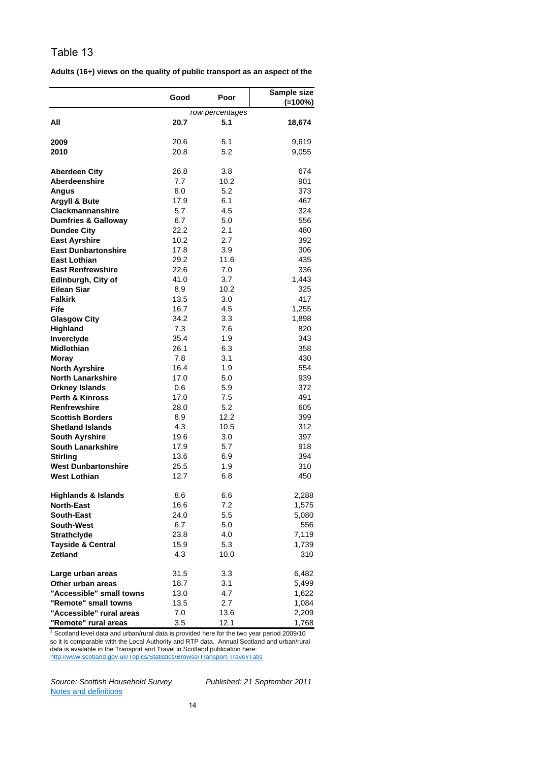## Table 13

**Adults (16+) views on the quality of public transport as an aspect of the**

| | Good | Poor | Sample size (=100%) |
|---|---|---|---|
| | *row percentages* | | |
| **All** | **20.7** | **5.1** | **18,674** |
| **2009** | 20.6 | 5.1 | 9,619 |
| **2010** | 20.8 | 5.2 | 9,055 |
| **Aberdeen City** | 26.8 | 3.8 | 674 |
| **Aberdeenshire** | 7.7 | 10.2 | 901 |
| **Angus** | 8.0 | 5.2 | 373 |
| **Argyll & Bute** | 17.9 | 6.1 | 467 |
| **Clackmannanshire** | 5.7 | 4.5 | 324 |
| **Dumfries & Galloway** | 6.7 | 5.0 | 556 |
| **Dundee City** | 22.2 | 2.1 | 480 |
| **East Ayrshire** | 10.2 | 2.7 | 392 |
| **East Dunbartonshire** | 17.8 | 3.9 | 306 |
| **East Lothian** | 29.2 | 11.6 | 435 |
| **East Renfrewshire** | 22.6 | 7.0 | 336 |
| **Edinburgh, City of** | 41.0 | 3.7 | 1,443 |
| **Eilean Siar** | 8.9 | 10.2 | 325 |
| **Falkirk** | 13.5 | 3.0 | 417 |
| **Fife** | 16.7 | 4.5 | 1,255 |
| **Glasgow City** | 34.2 | 3.3 | 1,898 |
| **Highland** | 7.3 | 7.6 | 820 |
| **Inverclyde** | 35.4 | 1.9 | 343 |
| **Midlothian** | 26.1 | 6.3 | 358 |
| **Moray** | 7.8 | 3.1 | 430 |
| **North Ayrshire** | 16.4 | 1.9 | 554 |
| **North Lanarkshire** | 17.0 | 5.0 | 939 |
| **Orkney Islands** | 0.6 | 5.9 | 372 |
| **Perth & Kinross** | 17.0 | 7.5 | 491 |
| **Renfrewshire** | 28.0 | 5.2 | 605 |
| **Scottish Borders** | 8.9 | 12.2 | 399 |
| **Shetland Islands** | 4.3 | 10.5 | 312 |
| **South Ayrshire** | 19.6 | 3.0 | 397 |
| **South Lanarkshire** | 17.9 | 5.7 | 918 |
| **Stirling** | 13.6 | 6.9 | 394 |
| **West Dunbartonshire** | 25.5 | 1.9 | 310 |
| **West Lothian** | 12.7 | 6.8 | 450 |
| **Highlands & Islands** | 8.6 | 6.6 | 2,288 |
| **North-East** | 16.6 | 7.2 | 1,575 |
| **South-East** | 24.0 | 5.5 | 5,080 |
| **South-West** | 6.7 | 5.0 | 556 |
| **Strathclyde** | 23.8 | 4.0 | 7,119 |
| **Tayside & Central** | 15.9 | 5.3 | 1,739 |
| **Zetland** | 4.3 | 10.0 | 310 |
| **Large urban areas** | 31.5 | 3.3 | 6,482 |
| **Other urban areas** | 18.7 | 3.1 | 5,499 |
| **"Accessible" small towns** | 13.0 | 4.7 | 1,622 |
| **"Remote" small towns** | 13.5 | 2.7 | 1,084 |
| **"Accessible" rural areas** | 7.0 | 13.6 | 2,209 |
| **"Remote" rural areas** | 3.5 | 12.1 | 1,768 |

[1] Scotland level data and urban/rural data is provided here for the two year period 2009/10 so it is comparable with the Local Authority and RTP data. Annual Scotland and urban/rural data is available in the Transport and Travel in Scotland publication here:
http://www.scotland.gov.uk/Topics/Statistics/Browse/Transport-Travel/Tatis

*Source: Scottish Household Survey* *Published: 21 September 2011*

Notes and definitions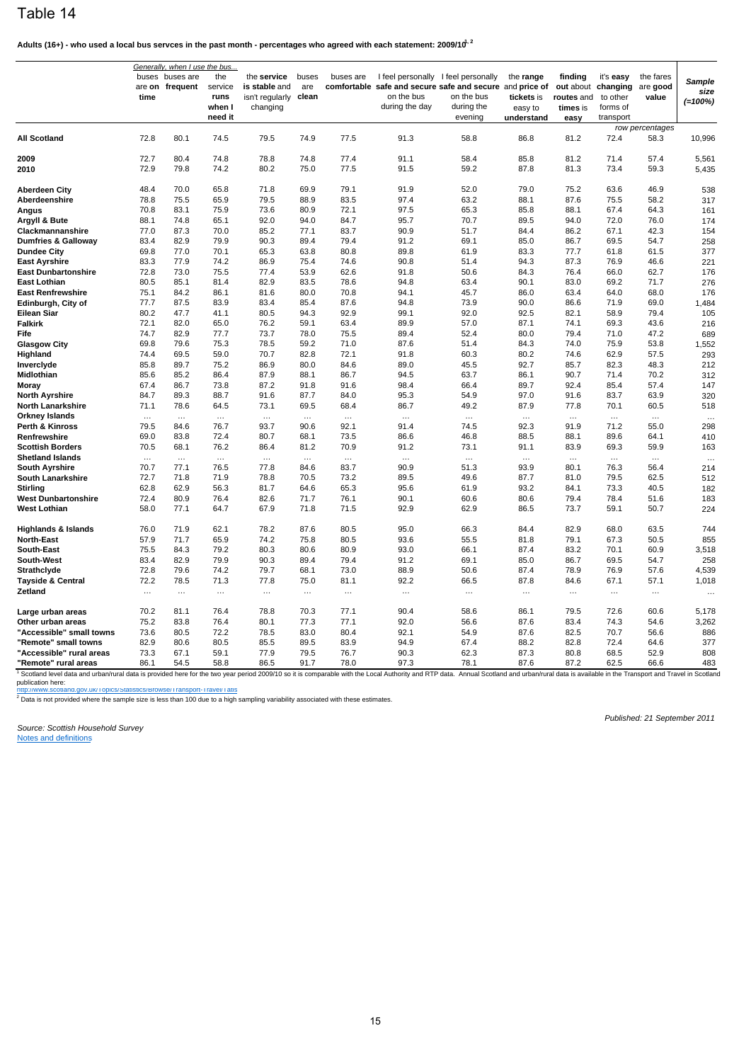# Table 14

**Adults (16+) - who used a local bus servces in the past month - percentages who agreed with each statement: 2009/10[1, 2]**

*Generally, when I use the bus...*

| | buses are **on** time | buses are **frequent** | the service runs when I need it | the **service** is **stable** and isn't regularly changing | buses are **clean** | buses are **comfortable** | I feel personally **safe and secure** on the bus during the day | I feel personally **safe and secure** on the bus during the evening | the **range** and **price of tickets** is easy to **understand** | **finding out** about **routes** and **times** is **easy** | it's **easy changing** to other forms of transport | the fares are **good value** | ***Sample size (=100%)*** |
|---|---|---|---|---|---|---|---|---|---|---|---|---|---|
| | | | | | | | | | | | | *row percentages* | |
| **All Scotland** | 72.8 | 80.1 | 74.5 | 79.5 | 74.9 | 77.5 | 91.3 | 58.8 | 86.8 | 81.2 | 72.4 | 58.3 | 10,996 |
| **2009** | 72.7 | 80.4 | 74.8 | 78.8 | 74.8 | 77.4 | 91.1 | 58.4 | 85.8 | 81.2 | 71.4 | 57.4 | 5,561 |
| **2010** | 72.9 | 79.8 | 74.2 | 80.2 | 75.0 | 77.5 | 91.5 | 59.2 | 87.8 | 81.3 | 73.4 | 59.3 | 5,435 |
| **Aberdeen City** | 48.4 | 70.0 | 65.8 | 71.8 | 69.9 | 79.1 | 91.9 | 52.0 | 79.0 | 75.2 | 63.6 | 46.9 | 538 |
| **Aberdeenshire** | 78.8 | 75.5 | 65.9 | 79.5 | 88.9 | 83.5 | 97.4 | 63.2 | 88.1 | 87.6 | 75.5 | 58.2 | 317 |
| **Angus** | 70.8 | 83.1 | 75.9 | 73.6 | 80.9 | 72.1 | 97.5 | 65.3 | 85.8 | 88.1 | 67.4 | 64.3 | 161 |
| **Argyll & Bute** | 88.1 | 74.8 | 65.1 | 92.0 | 94.0 | 84.7 | 95.7 | 70.7 | 89.5 | 94.0 | 72.0 | 76.0 | 174 |
| **Clackmannanshire** | 77.0 | 87.3 | 70.0 | 85.2 | 77.1 | 83.7 | 90.9 | 51.7 | 84.4 | 86.2 | 67.1 | 42.3 | 154 |
| **Dumfries & Galloway** | 83.4 | 82.9 | 79.9 | 90.3 | 89.4 | 79.4 | 91.2 | 69.1 | 85.0 | 86.7 | 69.5 | 54.7 | 258 |
| **Dundee City** | 69.8 | 77.0 | 70.1 | 65.3 | 63.8 | 80.8 | 89.8 | 61.9 | 83.3 | 77.7 | 61.8 | 61.5 | 377 |
| **East Ayrshire** | 83.3 | 77.9 | 74.2 | 86.9 | 75.4 | 74.6 | 90.8 | 51.4 | 94.3 | 87.3 | 76.9 | 46.6 | 221 |
| **East Dunbartonshire** | 72.8 | 73.0 | 75.5 | 77.4 | 53.9 | 62.6 | 91.8 | 50.6 | 84.3 | 76.4 | 66.0 | 62.7 | 176 |
| **East Lothian** | 80.5 | 85.1 | 81.4 | 82.9 | 83.5 | 78.6 | 94.8 | 63.4 | 90.1 | 83.0 | 69.2 | 71.7 | 276 |
| **East Renfrewshire** | 75.1 | 84.2 | 86.1 | 81.6 | 80.0 | 70.8 | 94.1 | 45.7 | 86.0 | 63.4 | 64.0 | 68.0 | 176 |
| **Edinburgh, City of** | 77.7 | 87.5 | 83.9 | 83.4 | 85.4 | 87.6 | 94.8 | 73.9 | 90.0 | 86.6 | 71.9 | 69.0 | 1,484 |
| **Eilean Siar** | 80.2 | 47.7 | 41.1 | 80.5 | 94.3 | 92.9 | 99.1 | 92.0 | 92.5 | 82.1 | 58.9 | 79.4 | 105 |
| **Falkirk** | 72.1 | 82.0 | 65.0 | 76.2 | 59.1 | 63.4 | 89.9 | 57.0 | 87.1 | 74.1 | 69.3 | 43.6 | 216 |
| **Fife** | 74.7 | 82.9 | 77.7 | 73.7 | 78.0 | 75.5 | 89.4 | 52.4 | 80.0 | 79.4 | 71.0 | 47.2 | 689 |
| **Glasgow City** | 69.8 | 79.6 | 75.3 | 78.5 | 59.2 | 71.0 | 87.6 | 51.4 | 84.3 | 74.0 | 75.9 | 53.8 | 1,552 |
| **Highland** | 74.4 | 69.5 | 59.0 | 70.7 | 82.8 | 72.1 | 91.8 | 60.3 | 80.2 | 74.6 | 62.9 | 57.5 | 293 |
| **Inverclyde** | 85.8 | 89.7 | 75.2 | 86.9 | 80.0 | 84.6 | 89.0 | 45.5 | 92.7 | 85.7 | 82.3 | 48.3 | 212 |
| **Midlothian** | 85.6 | 85.2 | 86.4 | 87.9 | 88.1 | 86.7 | 94.5 | 63.7 | 86.1 | 90.7 | 71.4 | 70.2 | 312 |
| **Moray** | 67.4 | 86.7 | 73.8 | 87.2 | 91.8 | 91.6 | 98.4 | 66.4 | 89.7 | 92.4 | 85.4 | 57.4 | 147 |
| **North Ayrshire** | 84.7 | 89.3 | 88.7 | 91.6 | 87.7 | 84.0 | 95.3 | 54.9 | 97.0 | 91.6 | 83.7 | 63.9 | 320 |
| **North Lanarkshire** | 71.1 | 78.6 | 64.5 | 73.1 | 69.5 | 68.4 | 86.7 | 49.2 | 87.9 | 77.8 | 70.1 | 60.5 | 518 |
| **Orkney Islands** | ... | ... | ... | ... | ... | ... | ... | ... | ... | ... | ... | ... | ... |
| **Perth & Kinross** | 79.5 | 84.6 | 76.7 | 93.7 | 90.6 | 92.1 | 91.4 | 74.5 | 92.3 | 91.9 | 71.2 | 55.0 | 298 |
| **Renfrewshire** | 69.0 | 83.8 | 72.4 | 80.7 | 68.1 | 73.5 | 86.6 | 46.8 | 88.5 | 88.1 | 89.6 | 64.1 | 410 |
| **Scottish Borders** | 70.5 | 68.1 | 76.2 | 86.4 | 81.2 | 70.9 | 91.2 | 73.1 | 91.1 | 83.9 | 69.3 | 59.9 | 163 |
| **Shetland Islands** | ... | ... | ... | ... | ... | ... | ... | ... | ... | ... | ... | ... | ... |
| **South Ayrshire** | 70.7 | 77.1 | 76.5 | 77.8 | 84.6 | 83.7 | 90.9 | 51.3 | 93.9 | 80.1 | 76.3 | 56.4 | 214 |
| **South Lanarkshire** | 72.7 | 71.8 | 71.9 | 78.8 | 70.5 | 73.2 | 89.5 | 49.6 | 87.7 | 81.0 | 79.5 | 62.5 | 512 |
| **Stirling** | 62.8 | 62.9 | 56.3 | 81.7 | 64.6 | 65.3 | 95.6 | 61.9 | 93.2 | 84.1 | 73.3 | 40.5 | 182 |
| **West Dunbartonshire** | 72.4 | 80.9 | 76.4 | 82.6 | 71.7 | 76.1 | 90.1 | 60.6 | 80.6 | 79.4 | 78.4 | 51.6 | 183 |
| **West Lothian** | 58.0 | 77.1 | 64.7 | 67.9 | 71.8 | 71.5 | 92.9 | 62.9 | 86.5 | 73.7 | 59.1 | 50.7 | 224 |
| **Highlands & Islands** | 76.0 | 71.9 | 62.1 | 78.2 | 87.6 | 80.5 | 95.0 | 66.3 | 84.4 | 82.9 | 68.0 | 63.5 | 744 |
| **North-East** | 57.9 | 71.7 | 65.9 | 74.2 | 75.8 | 80.5 | 93.6 | 55.5 | 81.8 | 79.1 | 67.3 | 50.5 | 855 |
| **South-East** | 75.5 | 84.3 | 79.2 | 80.3 | 80.6 | 80.9 | 93.0 | 66.1 | 87.4 | 83.2 | 70.1 | 60.9 | 3,518 |
| **South-West** | 83.4 | 82.9 | 79.9 | 90.3 | 89.4 | 79.4 | 91.2 | 69.1 | 85.0 | 86.7 | 69.5 | 54.7 | 258 |
| **Strathclyde** | 72.8 | 79.6 | 74.2 | 79.7 | 68.1 | 73.0 | 88.9 | 50.6 | 87.4 | 78.9 | 76.9 | 57.6 | 4,539 |
| **Tayside & Central** | 72.2 | 78.5 | 71.3 | 77.8 | 75.0 | 81.1 | 92.2 | 66.5 | 87.8 | 84.6 | 67.1 | 57.1 | 1,018 |
| **Zetland** | ... | ... | ... | ... | ... | ... | ... | ... | ... | ... | ... | ... | ... |
| **Large urban areas** | 70.2 | 81.1 | 76.4 | 78.8 | 70.3 | 77.1 | 90.4 | 58.6 | 86.1 | 79.5 | 72.6 | 60.6 | 5,178 |
| **Other urban areas** | 75.2 | 83.8 | 76.4 | 80.1 | 77.3 | 77.1 | 92.0 | 56.6 | 87.6 | 83.4 | 74.3 | 54.6 | 3,262 |
| **"Accessible" small towns** | 73.6 | 80.5 | 72.2 | 78.5 | 83.0 | 80.4 | 92.1 | 54.9 | 87.6 | 82.5 | 70.7 | 56.6 | 886 |
| **"Remote" small towns** | 82.9 | 80.6 | 80.5 | 85.5 | 89.5 | 83.9 | 94.9 | 67.4 | 88.2 | 82.8 | 72.4 | 64.6 | 377 |
| **"Accessible" rural areas** | 73.3 | 67.1 | 59.1 | 77.9 | 79.5 | 76.7 | 90.3 | 62.3 | 87.3 | 80.8 | 68.5 | 52.9 | 808 |
| **"Remote" rural areas** | 86.1 | 54.5 | 58.8 | 86.5 | 91.7 | 78.0 | 97.3 | 78.1 | 87.6 | 87.2 | 62.5 | 66.6 | 483 |

[1] Scotland level data and urban/rural data is provided here for the two year period 2009/10 so it is comparable with the Local Authority and RTP data. Annual Scotland and urban/rural data is available in the Transport and Travel in Scotland publication here:
http://www.scotland.gov.uk/Topics/Statistics/Browse/Transport-Travel/TaTiS

[2] Data is not provided where the sample size is less than 100 due to a high sampling variability associated with these estimates.

*Source: Scottish Household Survey*
Notes and definitions

*Published: 21 September 2011*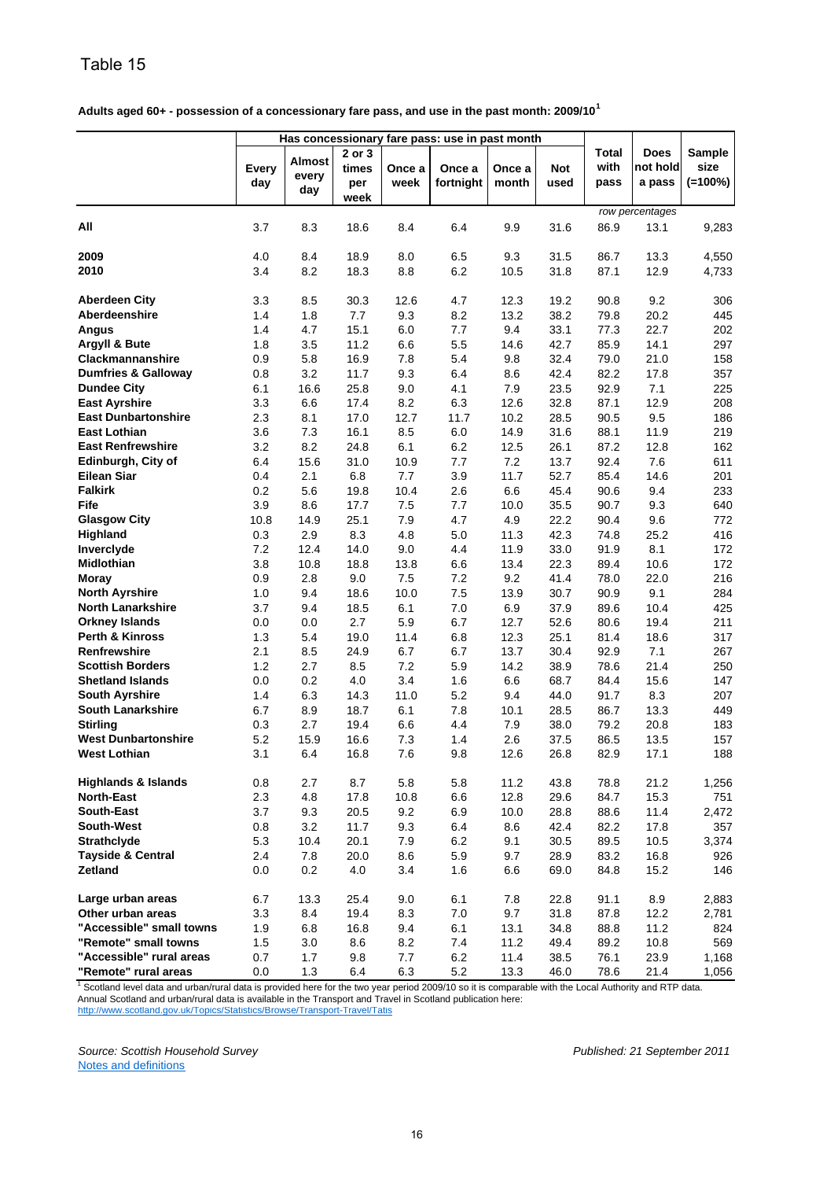# Table 15

**Adults aged 60+ - possession of a concessionary fare pass, and use in the past month: 2009/10[1]**

| | Has concessionary fare pass: use in past month | | | | | | | | | |
|---|---|---|---|---|---|---|---|---|---|---|
| | Every day | Almost every day | 2 or 3 times per week | Once a week | Once a fortnight | Once a month | Not used | Total with pass | Does not hold a pass | Sample size (=100%) |
| | | | | | | | | *row percentages* | | |
| **All** | 3.7 | 8.3 | 18.6 | 8.4 | 6.4 | 9.9 | 31.6 | 86.9 | 13.1 | 9,283 |
| **2009** | 4.0 | 8.4 | 18.9 | 8.0 | 6.5 | 9.3 | 31.5 | 86.7 | 13.3 | 4,550 |
| **2010** | 3.4 | 8.2 | 18.3 | 8.8 | 6.2 | 10.5 | 31.8 | 87.1 | 12.9 | 4,733 |
| **Aberdeen City** | 3.3 | 8.5 | 30.3 | 12.6 | 4.7 | 12.3 | 19.2 | 90.8 | 9.2 | 306 |
| **Aberdeenshire** | 1.4 | 1.8 | 7.7 | 9.3 | 8.2 | 13.2 | 38.2 | 79.8 | 20.2 | 445 |
| **Angus** | 1.4 | 4.7 | 15.1 | 6.0 | 7.7 | 9.4 | 33.1 | 77.3 | 22.7 | 202 |
| **Argyll & Bute** | 1.8 | 3.5 | 11.2 | 6.6 | 5.5 | 14.6 | 42.7 | 85.9 | 14.1 | 297 |
| **Clackmannanshire** | 0.9 | 5.8 | 16.9 | 7.8 | 5.4 | 9.8 | 32.4 | 79.0 | 21.0 | 158 |
| **Dumfries & Galloway** | 0.8 | 3.2 | 11.7 | 9.3 | 6.4 | 8.6 | 42.4 | 82.2 | 17.8 | 357 |
| **Dundee City** | 6.1 | 16.6 | 25.8 | 9.0 | 4.1 | 7.9 | 23.5 | 92.9 | 7.1 | 225 |
| **East Ayrshire** | 3.3 | 6.6 | 17.4 | 8.2 | 6.3 | 12.6 | 32.8 | 87.1 | 12.9 | 208 |
| **East Dunbartonshire** | 2.3 | 8.1 | 17.0 | 12.7 | 11.7 | 10.2 | 28.5 | 90.5 | 9.5 | 186 |
| **East Lothian** | 3.6 | 7.3 | 16.1 | 8.5 | 6.0 | 14.9 | 31.6 | 88.1 | 11.9 | 219 |
| **East Renfrewshire** | 3.2 | 8.2 | 24.8 | 6.1 | 6.2 | 12.5 | 26.1 | 87.2 | 12.8 | 162 |
| **Edinburgh, City of** | 6.4 | 15.6 | 31.0 | 10.9 | 7.7 | 7.2 | 13.7 | 92.4 | 7.6 | 611 |
| **Eilean Siar** | 0.4 | 2.1 | 6.8 | 7.7 | 3.9 | 11.7 | 52.7 | 85.4 | 14.6 | 201 |
| **Falkirk** | 0.2 | 5.6 | 19.8 | 10.4 | 2.6 | 6.6 | 45.4 | 90.6 | 9.4 | 233 |
| **Fife** | 3.9 | 8.6 | 17.7 | 7.5 | 7.7 | 10.0 | 35.5 | 90.7 | 9.3 | 640 |
| **Glasgow City** | 10.8 | 14.9 | 25.1 | 7.9 | 4.7 | 4.9 | 22.2 | 90.4 | 9.6 | 772 |
| **Highland** | 0.3 | 2.9 | 8.3 | 4.8 | 5.0 | 11.3 | 42.3 | 74.8 | 25.2 | 416 |
| **Inverclyde** | 7.2 | 12.4 | 14.0 | 9.0 | 4.4 | 11.9 | 33.0 | 91.9 | 8.1 | 172 |
| **Midlothian** | 3.8 | 10.8 | 18.8 | 13.8 | 6.6 | 13.4 | 22.3 | 89.4 | 10.6 | 172 |
| **Moray** | 0.9 | 2.8 | 9.0 | 7.5 | 7.2 | 9.2 | 41.4 | 78.0 | 22.0 | 216 |
| **North Ayrshire** | 1.0 | 9.4 | 18.6 | 10.0 | 7.5 | 13.9 | 30.7 | 90.9 | 9.1 | 284 |
| **North Lanarkshire** | 3.7 | 9.4 | 18.5 | 6.1 | 7.0 | 6.9 | 37.9 | 89.6 | 10.4 | 425 |
| **Orkney Islands** | 0.0 | 0.0 | 2.7 | 5.9 | 6.7 | 12.7 | 52.6 | 80.6 | 19.4 | 211 |
| **Perth & Kinross** | 1.3 | 5.4 | 19.0 | 11.4 | 6.8 | 12.3 | 25.1 | 81.4 | 18.6 | 317 |
| **Renfrewshire** | 2.1 | 8.5 | 24.9 | 6.7 | 6.7 | 13.7 | 30.4 | 92.9 | 7.1 | 267 |
| **Scottish Borders** | 1.2 | 2.7 | 8.5 | 7.2 | 5.9 | 14.2 | 38.9 | 78.6 | 21.4 | 250 |
| **Shetland Islands** | 0.0 | 0.2 | 4.0 | 3.4 | 1.6 | 6.6 | 68.7 | 84.4 | 15.6 | 147 |
| **South Ayrshire** | 1.4 | 6.3 | 14.3 | 11.0 | 5.2 | 9.4 | 44.0 | 91.7 | 8.3 | 207 |
| **South Lanarkshire** | 6.7 | 8.9 | 18.7 | 6.1 | 7.8 | 10.1 | 28.5 | 86.7 | 13.3 | 449 |
| **Stirling** | 0.3 | 2.7 | 19.4 | 6.6 | 4.4 | 7.9 | 38.0 | 79.2 | 20.8 | 183 |
| **West Dunbartonshire** | 5.2 | 15.9 | 16.6 | 7.3 | 1.4 | 2.6 | 37.5 | 86.5 | 13.5 | 157 |
| **West Lothian** | 3.1 | 6.4 | 16.8 | 7.6 | 9.8 | 12.6 | 26.8 | 82.9 | 17.1 | 188 |
| **Highlands & Islands** | 0.8 | 2.7 | 8.7 | 5.8 | 5.8 | 11.2 | 43.8 | 78.8 | 21.2 | 1,256 |
| **North-East** | 2.3 | 4.8 | 17.8 | 10.8 | 6.6 | 12.8 | 29.6 | 84.7 | 15.3 | 751 |
| **South-East** | 3.7 | 9.3 | 20.5 | 9.2 | 6.9 | 10.0 | 28.8 | 88.6 | 11.4 | 2,472 |
| **South-West** | 0.8 | 3.2 | 11.7 | 9.3 | 6.4 | 8.6 | 42.4 | 82.2 | 17.8 | 357 |
| **Strathclyde** | 5.3 | 10.4 | 20.1 | 7.9 | 6.2 | 9.1 | 30.5 | 89.5 | 10.5 | 3,374 |
| **Tayside & Central** | 2.4 | 7.8 | 20.0 | 8.6 | 5.9 | 9.7 | 28.9 | 83.2 | 16.8 | 926 |
| **Zetland** | 0.0 | 0.2 | 4.0 | 3.4 | 1.6 | 6.6 | 69.0 | 84.8 | 15.2 | 146 |
| **Large urban areas** | 6.7 | 13.3 | 25.4 | 9.0 | 6.1 | 7.8 | 22.8 | 91.1 | 8.9 | 2,883 |
| **Other urban areas** | 3.3 | 8.4 | 19.4 | 8.3 | 7.0 | 9.7 | 31.8 | 87.8 | 12.2 | 2,781 |
| **"Accessible" small towns** | 1.9 | 6.8 | 16.8 | 9.4 | 6.1 | 13.1 | 34.8 | 88.8 | 11.2 | 824 |
| **"Remote" small towns** | 1.5 | 3.0 | 8.6 | 8.2 | 7.4 | 11.2 | 49.4 | 89.2 | 10.8 | 569 |
| **"Accessible" rural areas** | 0.7 | 1.7 | 9.8 | 7.7 | 6.2 | 11.4 | 38.5 | 76.1 | 23.9 | 1,168 |
| **"Remote" rural areas** | 0.0 | 1.3 | 6.4 | 6.3 | 5.2 | 13.3 | 46.0 | 78.6 | 21.4 | 1,056 |

[1] Scotland level data and urban/rural data is provided here for the two year period 2009/10 so it is comparable with the Local Authority and RTP data. Annual Scotland and urban/rural data is available in the Transport and Travel in Scotland publication here:
http://www.scotland.gov.uk/Topics/Statistics/Browse/Transport-Travel/Tatis

*Source: Scottish Household Survey*

*Published: 21 September 2011*

Notes and definitions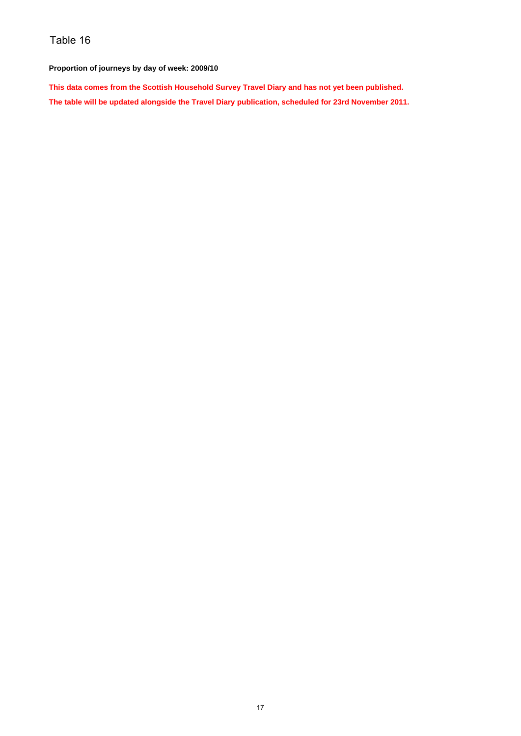# Table 16

**Proportion of journeys by day of week: 2009/10**

**This data comes from the Scottish Household Survey Travel Diary and has not yet been published.**

**The table will be updated alongside the Travel Diary publication, scheduled for 23rd November 2011.**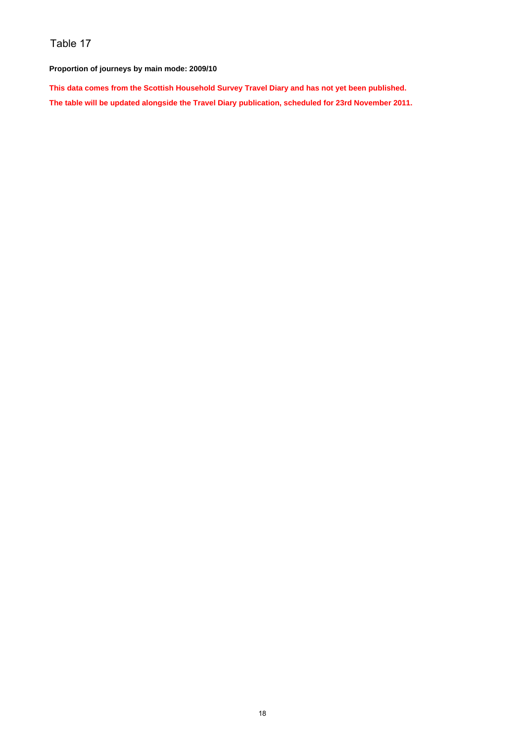# Table 17

**Proportion of journeys by main mode: 2009/10**

**This data comes from the Scottish Household Survey Travel Diary and has not yet been published.**

**The table will be updated alongside the Travel Diary publication, scheduled for 23rd November 2011.**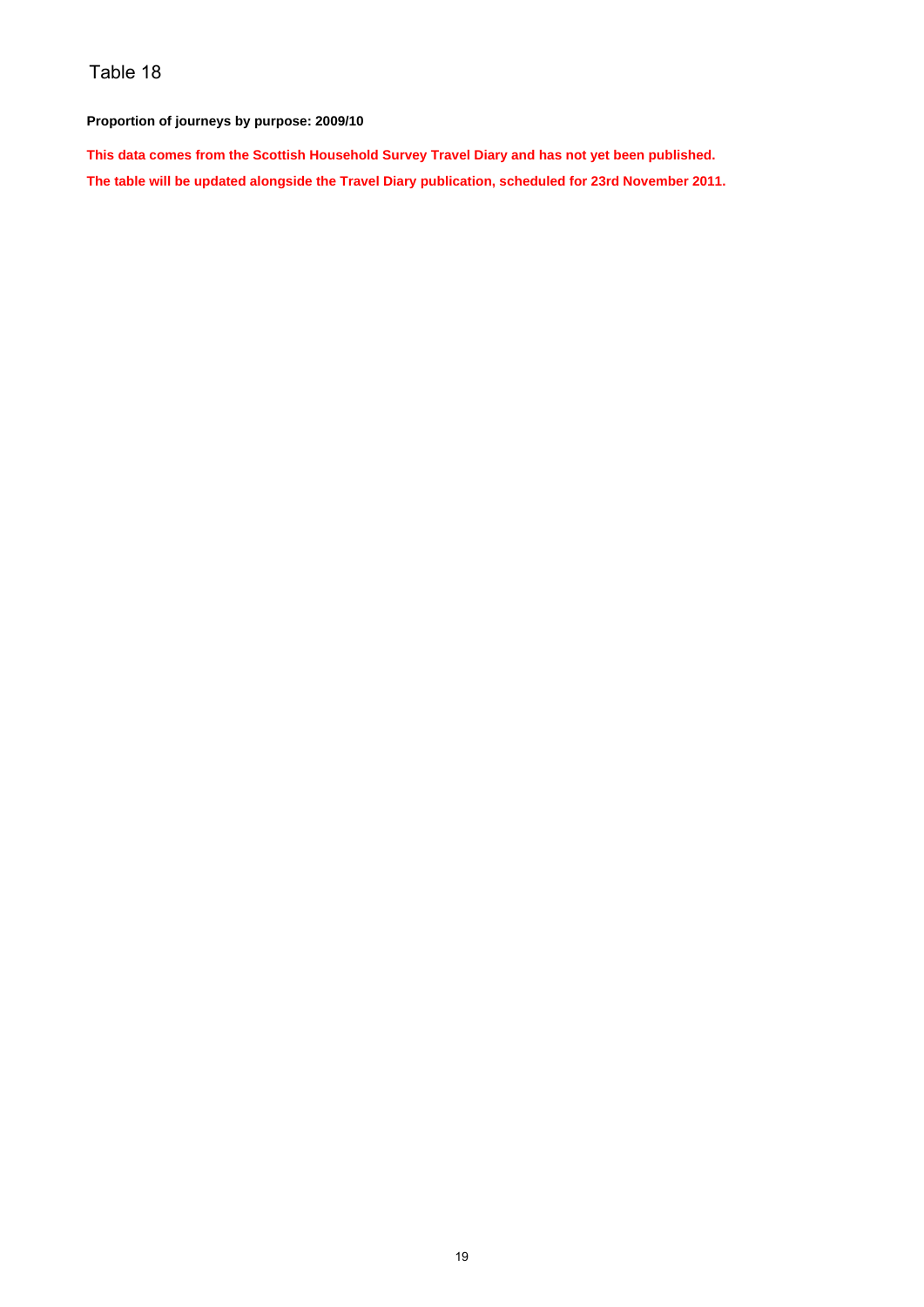# Table 18

**Proportion of journeys by purpose: 2009/10**

**This data comes from the Scottish Household Survey Travel Diary and has not yet been published.**

**The table will be updated alongside the Travel Diary publication, scheduled for 23rd November 2011.**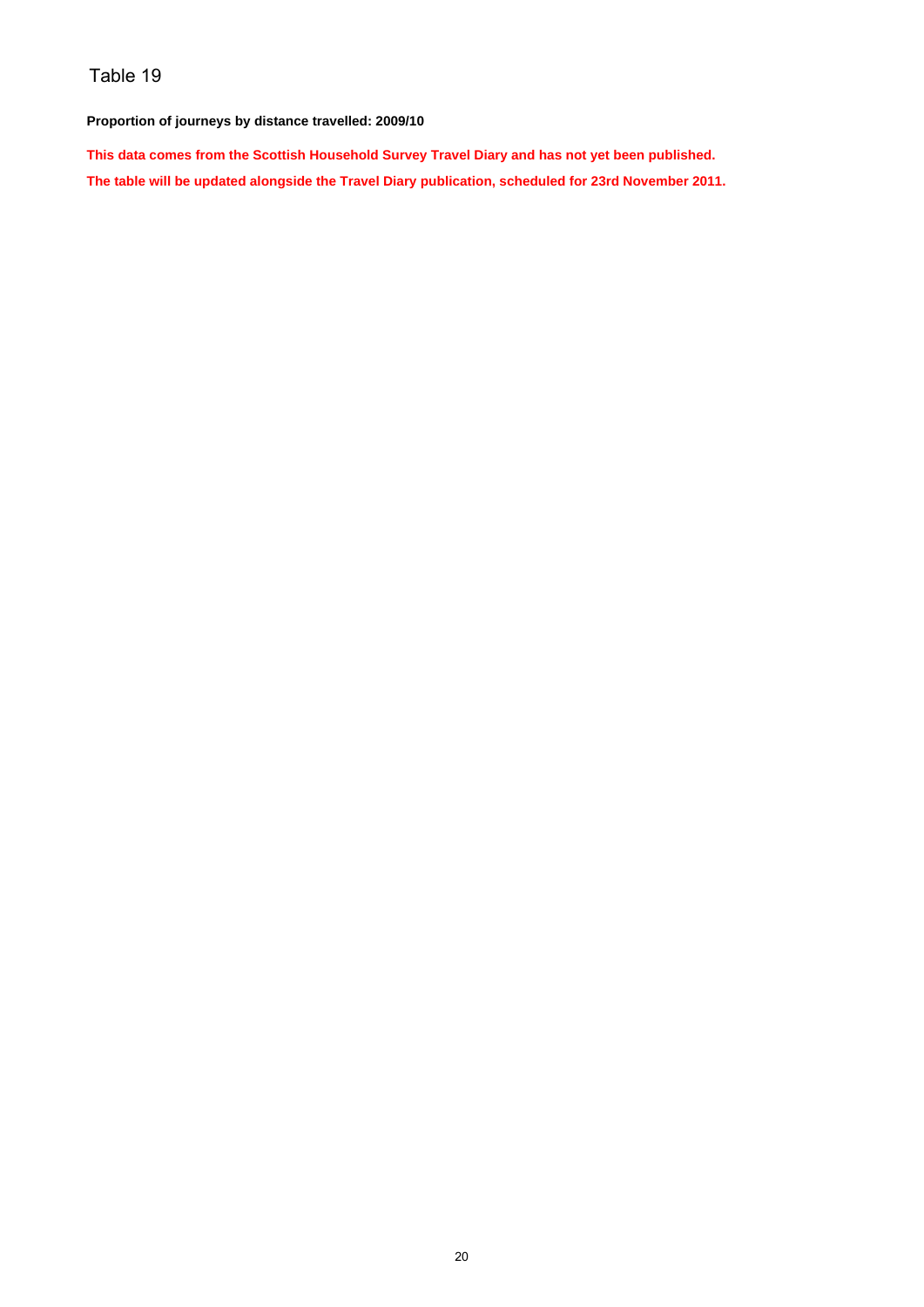# Table 19

**Proportion of journeys by distance travelled: 2009/10**

**This data comes from the Scottish Household Survey Travel Diary and has not yet been published.**

**The table will be updated alongside the Travel Diary publication, scheduled for 23rd November 2011.**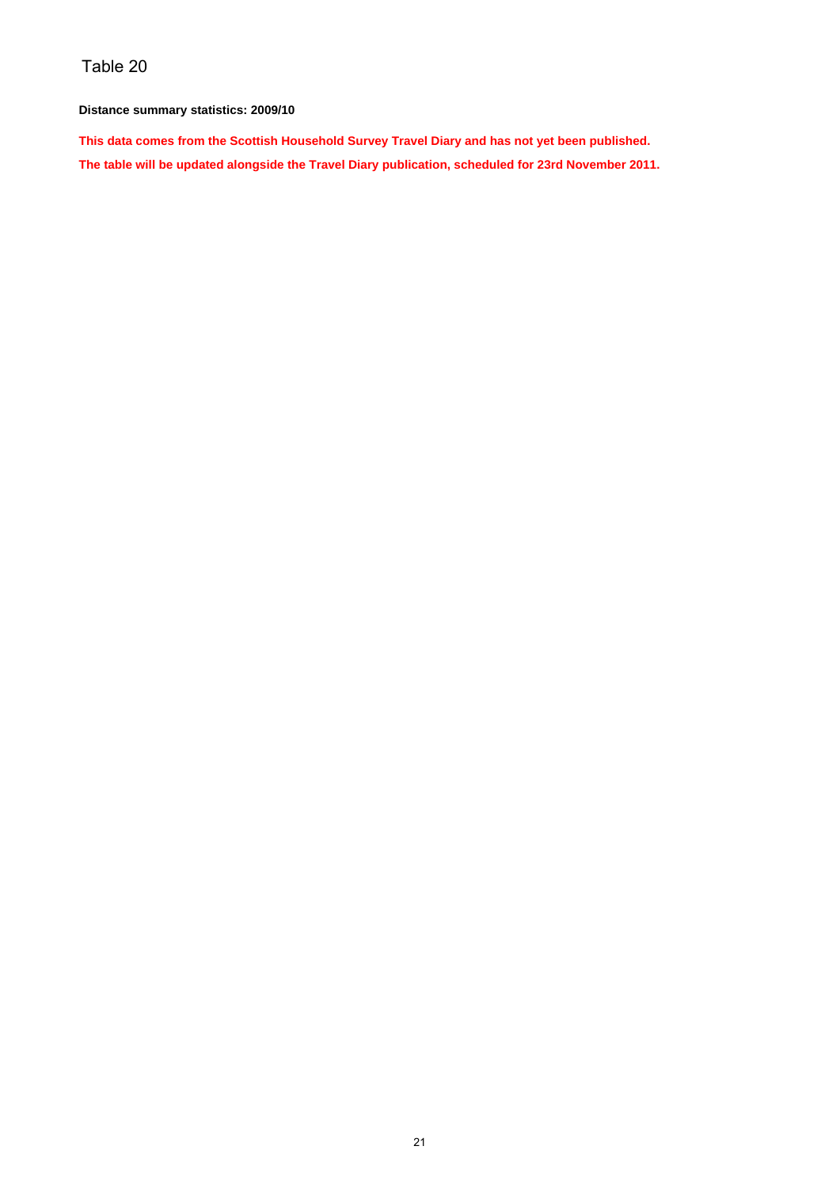# Table 20

**Distance summary statistics: 2009/10**

**This data comes from the Scottish Household Survey Travel Diary and has not yet been published.**

**The table will be updated alongside the Travel Diary publication, scheduled for 23rd November 2011.**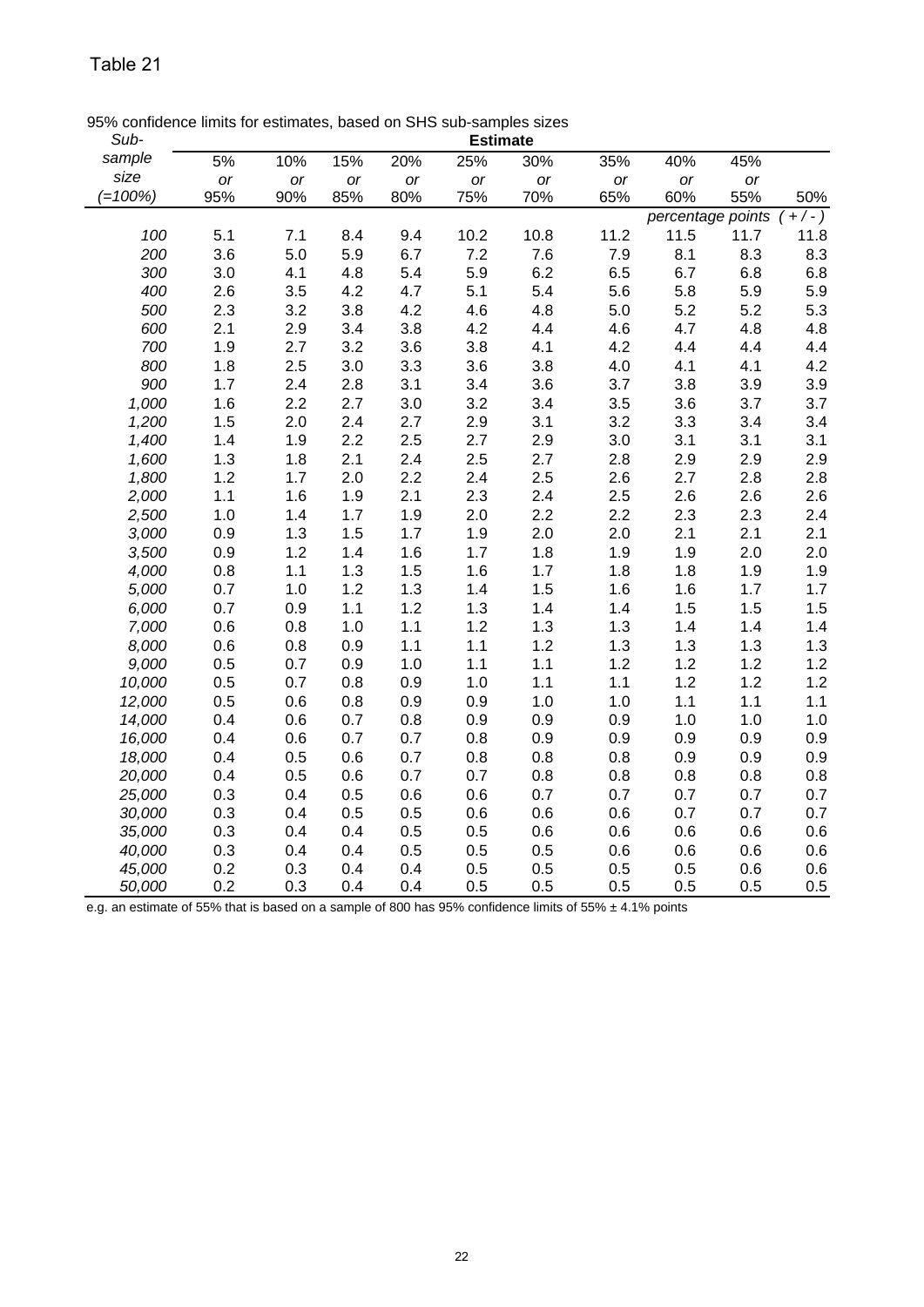Table 21

95% confidence limits for estimates, based on SHS sub-samples sizes

| *Sub-sample size (=100%)* | **Estimate** 5% *or* 95% | 10% *or* 90% | 15% *or* 85% | 20% *or* 80% | 25% *or* 75% | 30% *or* 70% | 35% *or* 65% | 40% *or* 60% | 45% *or* 55% | 50% |
|---|---|---|---|---|---|---|---|---|---|---|
| | | | | | | | | *percentage points* | | *( + / - )* |
| *100* | 5.1 | 7.1 | 8.4 | 9.4 | 10.2 | 10.8 | 11.2 | 11.5 | 11.7 | 11.8 |
| *200* | 3.6 | 5.0 | 5.9 | 6.7 | 7.2 | 7.6 | 7.9 | 8.1 | 8.3 | 8.3 |
| *300* | 3.0 | 4.1 | 4.8 | 5.4 | 5.9 | 6.2 | 6.5 | 6.7 | 6.8 | 6.8 |
| *400* | 2.6 | 3.5 | 4.2 | 4.7 | 5.1 | 5.4 | 5.6 | 5.8 | 5.9 | 5.9 |
| *500* | 2.3 | 3.2 | 3.8 | 4.2 | 4.6 | 4.8 | 5.0 | 5.2 | 5.2 | 5.3 |
| *600* | 2.1 | 2.9 | 3.4 | 3.8 | 4.2 | 4.4 | 4.6 | 4.7 | 4.8 | 4.8 |
| *700* | 1.9 | 2.7 | 3.2 | 3.6 | 3.8 | 4.1 | 4.2 | 4.4 | 4.4 | 4.4 |
| *800* | 1.8 | 2.5 | 3.0 | 3.3 | 3.6 | 3.8 | 4.0 | 4.1 | 4.1 | 4.2 |
| *900* | 1.7 | 2.4 | 2.8 | 3.1 | 3.4 | 3.6 | 3.7 | 3.8 | 3.9 | 3.9 |
| *1,000* | 1.6 | 2.2 | 2.7 | 3.0 | 3.2 | 3.4 | 3.5 | 3.6 | 3.7 | 3.7 |
| *1,200* | 1.5 | 2.0 | 2.4 | 2.7 | 2.9 | 3.1 | 3.2 | 3.3 | 3.4 | 3.4 |
| *1,400* | 1.4 | 1.9 | 2.2 | 2.5 | 2.7 | 2.9 | 3.0 | 3.1 | 3.1 | 3.1 |
| *1,600* | 1.3 | 1.8 | 2.1 | 2.4 | 2.5 | 2.7 | 2.8 | 2.9 | 2.9 | 2.9 |
| *1,800* | 1.2 | 1.7 | 2.0 | 2.2 | 2.4 | 2.5 | 2.6 | 2.7 | 2.8 | 2.8 |
| *2,000* | 1.1 | 1.6 | 1.9 | 2.1 | 2.3 | 2.4 | 2.5 | 2.6 | 2.6 | 2.6 |
| *2,500* | 1.0 | 1.4 | 1.7 | 1.9 | 2.0 | 2.2 | 2.2 | 2.3 | 2.3 | 2.4 |
| *3,000* | 0.9 | 1.3 | 1.5 | 1.7 | 1.9 | 2.0 | 2.0 | 2.1 | 2.1 | 2.1 |
| *3,500* | 0.9 | 1.2 | 1.4 | 1.6 | 1.7 | 1.8 | 1.9 | 1.9 | 2.0 | 2.0 |
| *4,000* | 0.8 | 1.1 | 1.3 | 1.5 | 1.6 | 1.7 | 1.8 | 1.8 | 1.9 | 1.9 |
| *5,000* | 0.7 | 1.0 | 1.2 | 1.3 | 1.4 | 1.5 | 1.6 | 1.6 | 1.7 | 1.7 |
| *6,000* | 0.7 | 0.9 | 1.1 | 1.2 | 1.3 | 1.4 | 1.4 | 1.5 | 1.5 | 1.5 |
| *7,000* | 0.6 | 0.8 | 1.0 | 1.1 | 1.2 | 1.3 | 1.3 | 1.4 | 1.4 | 1.4 |
| *8,000* | 0.6 | 0.8 | 0.9 | 1.1 | 1.1 | 1.2 | 1.3 | 1.3 | 1.3 | 1.3 |
| *9,000* | 0.5 | 0.7 | 0.9 | 1.0 | 1.1 | 1.1 | 1.2 | 1.2 | 1.2 | 1.2 |
| *10,000* | 0.5 | 0.7 | 0.8 | 0.9 | 1.0 | 1.1 | 1.1 | 1.2 | 1.2 | 1.2 |
| *12,000* | 0.5 | 0.6 | 0.8 | 0.9 | 0.9 | 1.0 | 1.0 | 1.1 | 1.1 | 1.1 |
| *14,000* | 0.4 | 0.6 | 0.7 | 0.8 | 0.9 | 0.9 | 0.9 | 1.0 | 1.0 | 1.0 |
| *16,000* | 0.4 | 0.6 | 0.7 | 0.7 | 0.8 | 0.9 | 0.9 | 0.9 | 0.9 | 0.9 |
| *18,000* | 0.4 | 0.5 | 0.6 | 0.7 | 0.8 | 0.8 | 0.8 | 0.9 | 0.9 | 0.9 |
| *20,000* | 0.4 | 0.5 | 0.6 | 0.7 | 0.7 | 0.8 | 0.8 | 0.8 | 0.8 | 0.8 |
| *25,000* | 0.3 | 0.4 | 0.5 | 0.6 | 0.6 | 0.7 | 0.7 | 0.7 | 0.7 | 0.7 |
| *30,000* | 0.3 | 0.4 | 0.5 | 0.5 | 0.6 | 0.6 | 0.6 | 0.7 | 0.7 | 0.7 |
| *35,000* | 0.3 | 0.4 | 0.4 | 0.5 | 0.5 | 0.6 | 0.6 | 0.6 | 0.6 | 0.6 |
| *40,000* | 0.3 | 0.4 | 0.4 | 0.5 | 0.5 | 0.5 | 0.6 | 0.6 | 0.6 | 0.6 |
| *45,000* | 0.2 | 0.3 | 0.4 | 0.4 | 0.5 | 0.5 | 0.5 | 0.5 | 0.6 | 0.6 |
| *50,000* | 0.2 | 0.3 | 0.4 | 0.4 | 0.5 | 0.5 | 0.5 | 0.5 | 0.5 | 0.5 |

e.g. an estimate of 55% that is based on a sample of 800 has 95% confidence limits of 55% ± 4.1% points